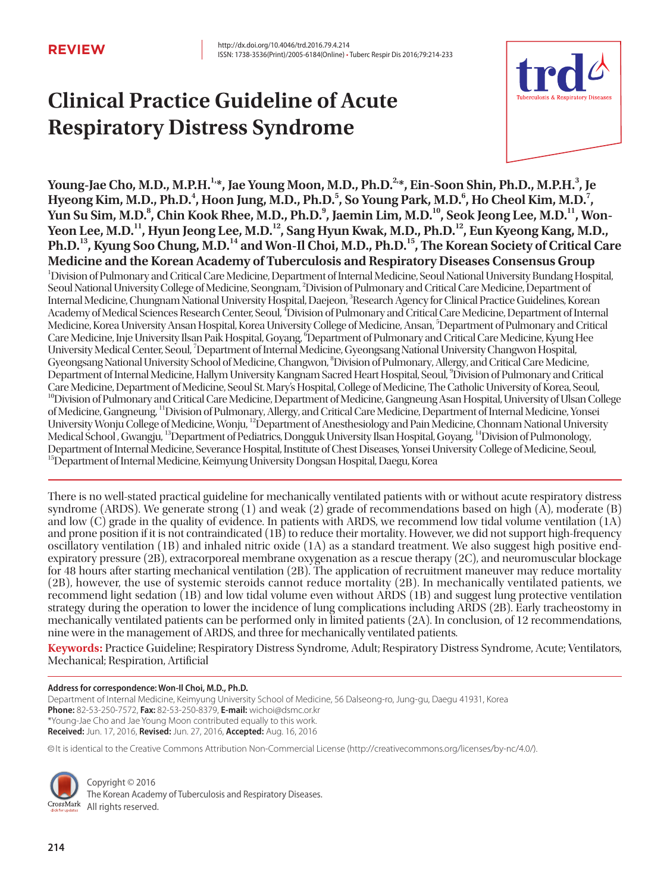REVIEW

http://dx.doi.org/10.4046/trd.2016.79.4.214
ISSN: 1738-3536(Print)/2005-6184(Online) • Tuberc Respir Dis 2016;79:214-233

# Clinical Practice Guideline of Acute Respiratory Distress Syndrome

**Young-Jae Cho, M.D., M.P.H.[1,*], Jae Young Moon, M.D., Ph.D.[2,*], Ein-Soon Shin, Ph.D., M.P.H.[3], Je Hyeong Kim, M.D., Ph.D.[4], Hoon Jung, M.D., Ph.D.[5], So Young Park, M.D.[6], Ho Cheol Kim, M.D.[7], Yun Su Sim, M.D.[8], Chin Kook Rhee, M.D., Ph.D.[9], Jaemin Lim, M.D.[10], Seok Jeong Lee, M.D.[11], Won-Yeon Lee, M.D.[11], Hyun Jeong Lee, M.D.[12], Sang Hyun Kwak, M.D., Ph.D.[12], Eun Kyeong Kang, M.D., Ph.D.[13], Kyung Soo Chung, M.D.[14] and Won-Il Choi, M.D., Ph.D.[15], The Korean Society of Critical Care Medicine and the Korean Academy of Tuberculosis and Respiratory Diseases Consensus Group**

[1]Division of Pulmonary and Critical Care Medicine, Department of Internal Medicine, Seoul National University Bundang Hospital, Seoul National University College of Medicine, Seongnam, [2]Division of Pulmonary and Critical Care Medicine, Department of Internal Medicine, Chungnam National University Hospital, Daejeon, [3]Research Agency for Clinical Practice Guidelines, Korean Academy of Medical Sciences Research Center, Seoul, [4]Division of Pulmonary and Critical Care Medicine, Department of Internal Medicine, Korea University Ansan Hospital, Korea University College of Medicine, Ansan, [5]Department of Pulmonary and Critical Care Medicine, Inje University Ilsan Paik Hospital, Goyang, [6]Department of Pulmonary and Critical Care Medicine, Kyung Hee University Medical Center, Seoul, [7]Department of Internal Medicine, Gyeongsang National University Changwon Hospital, Gyeongsang National University School of Medicine, Changwon, [8]Division of Pulmonary, Allergy, and Critical Care Medicine, Department of Internal Medicine, Hallym University Kangnam Sacred Heart Hospital, Seoul, [9]Division of Pulmonary and Critical Care Medicine, Department of Medicine, Seoul St. Mary's Hospital, College of Medicine, The Catholic University of Korea, Seoul, [10]Division of Pulmonary and Critical Care Medicine, Department of Medicine, Gangneung Asan Hospital, University of Ulsan College of Medicine, Gangneung, [11]Division of Pulmonary, Allergy, and Critical Care Medicine, Department of Internal Medicine, Yonsei University Wonju College of Medicine, Wonju, [12]Department of Anesthesiology and Pain Medicine, Chonnam National University Medical School, Gwangju, [13]Department of Pediatrics, Dongguk University Ilsan Hospital, Goyang, [14]Division of Pulmonology, Department of Internal Medicine, Severance Hospital, Institute of Chest Diseases, Yonsei University College of Medicine, Seoul, [15]Department of Internal Medicine, Keimyung University Dongsan Hospital, Daegu, Korea

There is no well-stated practical guideline for mechanically ventilated patients with or without acute respiratory distress syndrome (ARDS). We generate strong (1) and weak (2) grade of recommendations based on high (A), moderate (B) and low (C) grade in the quality of evidence. In patients with ARDS, we recommend low tidal volume ventilation (1A) and prone position if it is not contraindicated (1B) to reduce their mortality. However, we did not support high-frequency oscillatory ventilation (1B) and inhaled nitric oxide (1A) as a standard treatment. We also suggest high positive end-expiratory pressure (2B), extracorporeal membrane oxygenation as a rescue therapy (2C), and neuromuscular blockage for 48 hours after starting mechanical ventilation (2B). The application of recruitment maneuver may reduce mortality (2B), however, the use of systemic steroids cannot reduce mortality (2B). In mechanically ventilated patients, we recommend light sedation (1B) and low tidal volume even without ARDS (1B) and suggest lung protective ventilation strategy during the operation to lower the incidence of lung complications including ARDS (2B). Early tracheostomy in mechanically ventilated patients can be performed only in limited patients (2A). In conclusion, of 12 recommendations, nine were in the management of ARDS, and three for mechanically ventilated patients.

**Keywords:** Practice Guideline; Respiratory Distress Syndrome, Adult; Respiratory Distress Syndrome, Acute; Ventilators, Mechanical; Respiration, Artificial

**Address for correspondence: Won-Il Choi, M.D., Ph.D.**
Department of Internal Medicine, Keimyung University School of Medicine, 56 Dalseong-ro, Jung-gu, Daegu 41931, Korea
**Phone:** 82-53-250-7572, **Fax:** 82-53-250-8379, **E-mail:** wichoi@dsmc.or.kr
*Young-Jae Cho and Jae Young Moon contributed equally to this work.
**Received:** Jun. 17, 2016, **Revised:** Jun. 27, 2016, **Accepted:** Aug. 16, 2016

© It is identical to the Creative Commons Attribution Non-Commercial License (http://creativecommons.org/licenses/by-nc/4.0/).

Copyright © 2016
The Korean Academy of Tuberculosis and Respiratory Diseases.
All rights reserved.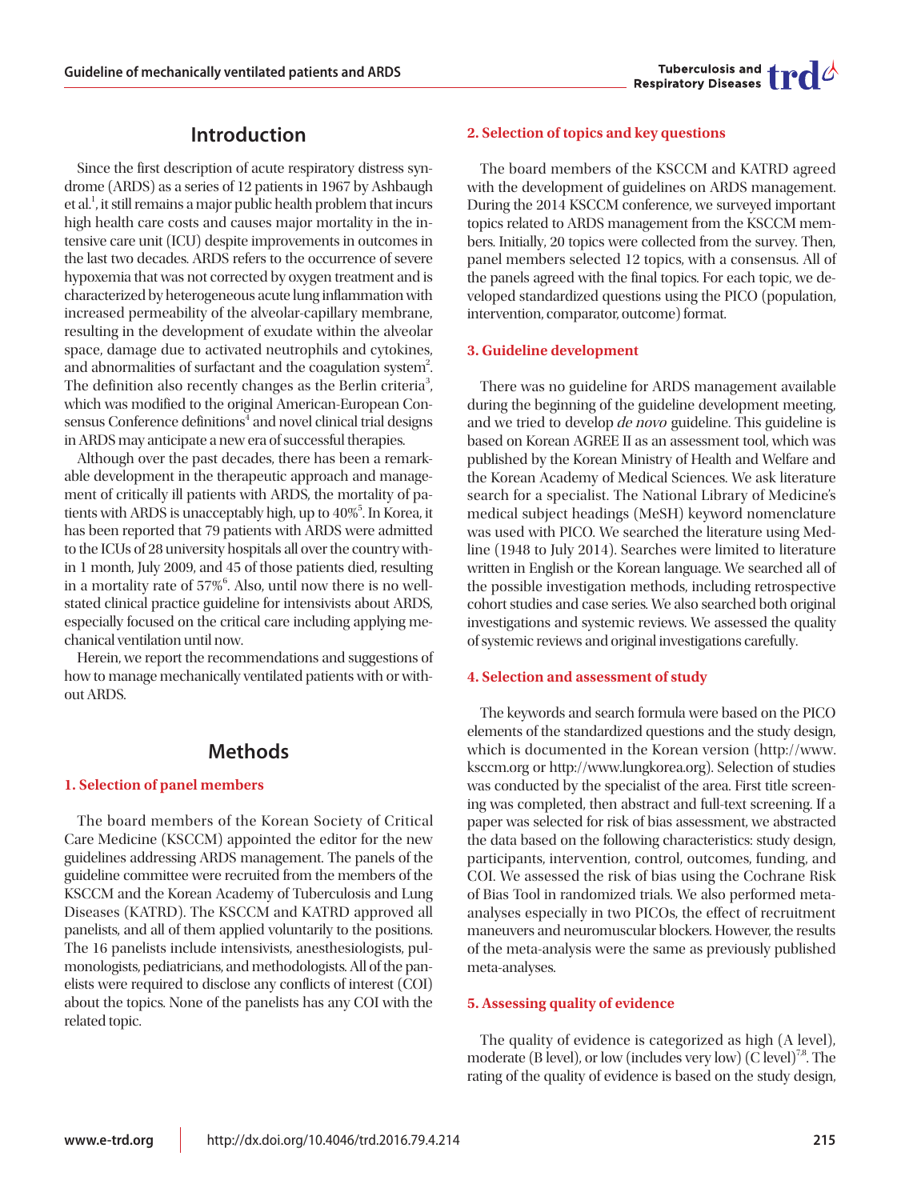## Introduction

Since the first description of acute respiratory distress syndrome (ARDS) as a series of 12 patients in 1967 by Ashbaugh et al.[1], it still remains a major public health problem that incurs high health care costs and causes major mortality in the intensive care unit (ICU) despite improvements in outcomes in the last two decades. ARDS refers to the occurrence of severe hypoxemia that was not corrected by oxygen treatment and is characterized by heterogeneous acute lung inflammation with increased permeability of the alveolar-capillary membrane, resulting in the development of exudate within the alveolar space, damage due to activated neutrophils and cytokines, and abnormalities of surfactant and the coagulation system[2]. The definition also recently changes as the Berlin criteria[3], which was modified to the original American-European Consensus Conference definitions[4] and novel clinical trial designs in ARDS may anticipate a new era of successful therapies.

Although over the past decades, there has been a remarkable development in the therapeutic approach and management of critically ill patients with ARDS, the mortality of patients with ARDS is unacceptably high, up to 40%[5]. In Korea, it has been reported that 79 patients with ARDS were admitted to the ICUs of 28 university hospitals all over the country within 1 month, July 2009, and 45 of those patients died, resulting in a mortality rate of 57%[6]. Also, until now there is no well-stated clinical practice guideline for intensivists about ARDS, especially focused on the critical care including applying mechanical ventilation until now.

Herein, we report the recommendations and suggestions of how to manage mechanically ventilated patients with or without ARDS.

## Methods

### 1. Selection of panel members

The board members of the Korean Society of Critical Care Medicine (KSCCM) appointed the editor for the new guidelines addressing ARDS management. The panels of the guideline committee were recruited from the members of the KSCCM and the Korean Academy of Tuberculosis and Lung Diseases (KATRD). The KSCCM and KATRD approved all panelists, and all of them applied voluntarily to the positions. The 16 panelists include intensivists, anesthesiologists, pulmonologists, pediatricians, and methodologists. All of the panelists were required to disclose any conflicts of interest (COI) about the topics. None of the panelists has any COI with the related topic.

### 2. Selection of topics and key questions

The board members of the KSCCM and KATRD agreed with the development of guidelines on ARDS management. During the 2014 KSCCM conference, we surveyed important topics related to ARDS management from the KSCCM members. Initially, 20 topics were collected from the survey. Then, panel members selected 12 topics, with a consensus. All of the panels agreed with the final topics. For each topic, we developed standardized questions using the PICO (population, intervention, comparator, outcome) format.

### 3. Guideline development

There was no guideline for ARDS management available during the beginning of the guideline development meeting, and we tried to develop *de novo* guideline. This guideline is based on Korean AGREE II as an assessment tool, which was published by the Korean Ministry of Health and Welfare and the Korean Academy of Medical Sciences. We ask literature search for a specialist. The National Library of Medicine's medical subject headings (MeSH) keyword nomenclature was used with PICO. We searched the literature using Medline (1948 to July 2014). Searches were limited to literature written in English or the Korean language. We searched all of the possible investigation methods, including retrospective cohort studies and case series. We also searched both original investigations and systemic reviews. We assessed the quality of systemic reviews and original investigations carefully.

### 4. Selection and assessment of study

The keywords and search formula were based on the PICO elements of the standardized questions and the study design, which is documented in the Korean version (http://www.ksccm.org or http://www.lungkorea.org). Selection of studies was conducted by the specialist of the area. First title screening was completed, then abstract and full-text screening. If a paper was selected for risk of bias assessment, we abstracted the data based on the following characteristics: study design, participants, intervention, control, outcomes, funding, and COI. We assessed the risk of bias using the Cochrane Risk of Bias Tool in randomized trials. We also performed meta-analyses especially in two PICOs, the effect of recruitment maneuvers and neuromuscular blockers. However, the results of the meta-analysis were the same as previously published meta-analyses.

### 5. Assessing quality of evidence

The quality of evidence is categorized as high (A level), moderate (B level), or low (includes very low) (C level)[7,8]. The rating of the quality of evidence is based on the study design,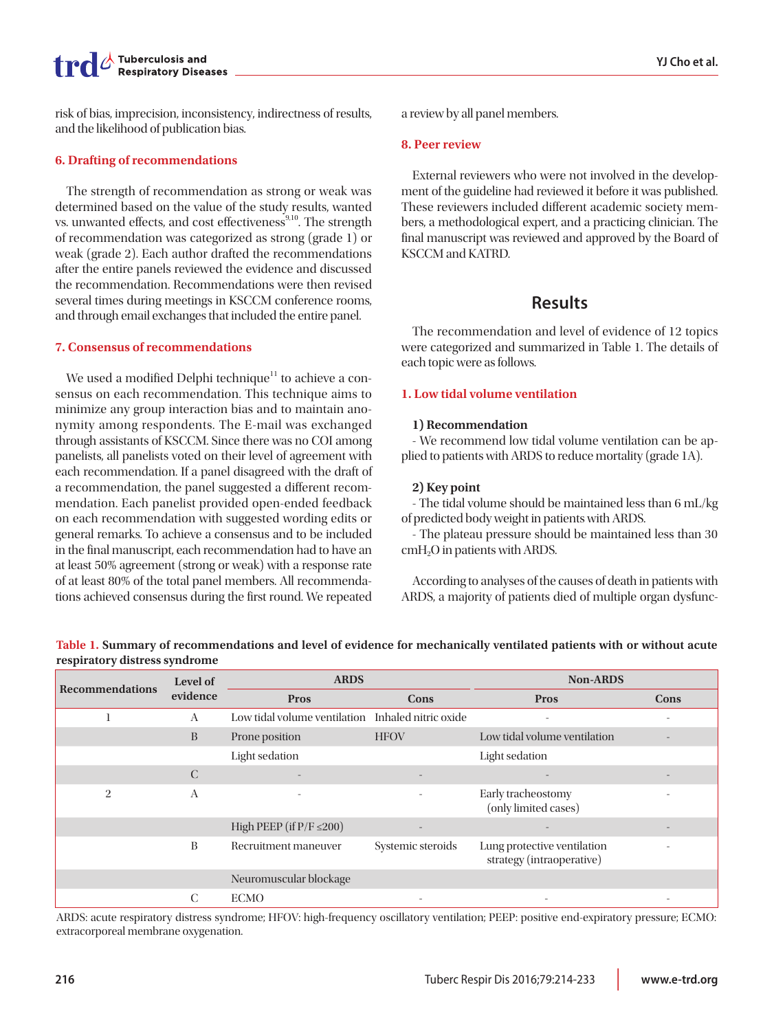risk of bias, imprecision, inconsistency, indirectness of results, and the likelihood of publication bias.

### 6. Drafting of recommendations

The strength of recommendation as strong or weak was determined based on the value of the study results, wanted vs. unwanted effects, and cost effectiveness[9,10]. The strength of recommendation was categorized as strong (grade 1) or weak (grade 2). Each author drafted the recommendations after the entire panels reviewed the evidence and discussed the recommendation. Recommendations were then revised several times during meetings in KSCCM conference rooms, and through email exchanges that included the entire panel.

### 7. Consensus of recommendations

We used a modified Delphi technique[11] to achieve a consensus on each recommendation. This technique aims to minimize any group interaction bias and to maintain anonymity among respondents. The E-mail was exchanged through assistants of KSCCM. Since there was no COI among panelists, all panelists voted on their level of agreement with each recommendation. If a panel disagreed with the draft of a recommendation, the panel suggested a different recommendation. Each panelist provided open-ended feedback on each recommendation with suggested wording edits or general remarks. To achieve a consensus and to be included in the final manuscript, each recommendation had to have an at least 50% agreement (strong or weak) with a response rate of at least 80% of the total panel members. All recommendations achieved consensus during the first round. We repeated a review by all panel members.

### 8. Peer review

External reviewers who were not involved in the development of the guideline had reviewed it before it was published. These reviewers included different academic society members, a methodological expert, and a practicing clinician. The final manuscript was reviewed and approved by the Board of KSCCM and KATRD.

## Results

The recommendation and level of evidence of 12 topics were categorized and summarized in Table 1. The details of each topic were as follows.

### 1. Low tidal volume ventilation

**1) Recommendation**

- We recommend low tidal volume ventilation can be applied to patients with ARDS to reduce mortality (grade 1A).

**2) Key point**

- The tidal volume should be maintained less than 6 mL/kg of predicted body weight in patients with ARDS.
- The plateau pressure should be maintained less than 30 $cmH_2O$ in patients with ARDS.

According to analyses of the causes of death in patients with ARDS, a majority of patients died of multiple organ dysfunc-

**Table 1. Summary of recommendations and level of evidence for mechanically ventilated patients with or without acute respiratory distress syndrome**

| Recommendations | Level of evidence | ARDS | | Non-ARDS | |
|---|---|---|---|---|---|
| | | Pros | Cons | Pros | Cons |
| 1 | A | Low tidal volume ventilation | Inhaled nitric oxide | - | - |
| | B | Prone position | HFOV | Low tidal volume ventilation | - |
| | | Light sedation | | Light sedation | |
| | C | - | - | - | - |
| 2 | A | - | - | Early tracheostomy (only limited cases) | - |
| | | High PEEP (if P/F ≤200) | - | - | - |
| | B | Recruitment maneuver | Systemic steroids | Lung protective ventilation strategy (intraoperative) | - |
| | | Neuromuscular blockage | | | |
| | C | ECMO | - | - | - |

ARDS: acute respiratory distress syndrome; HFOV: high-frequency oscillatory ventilation; PEEP: positive end-expiratory pressure; ECMO: extracorporeal membrane oxygenation.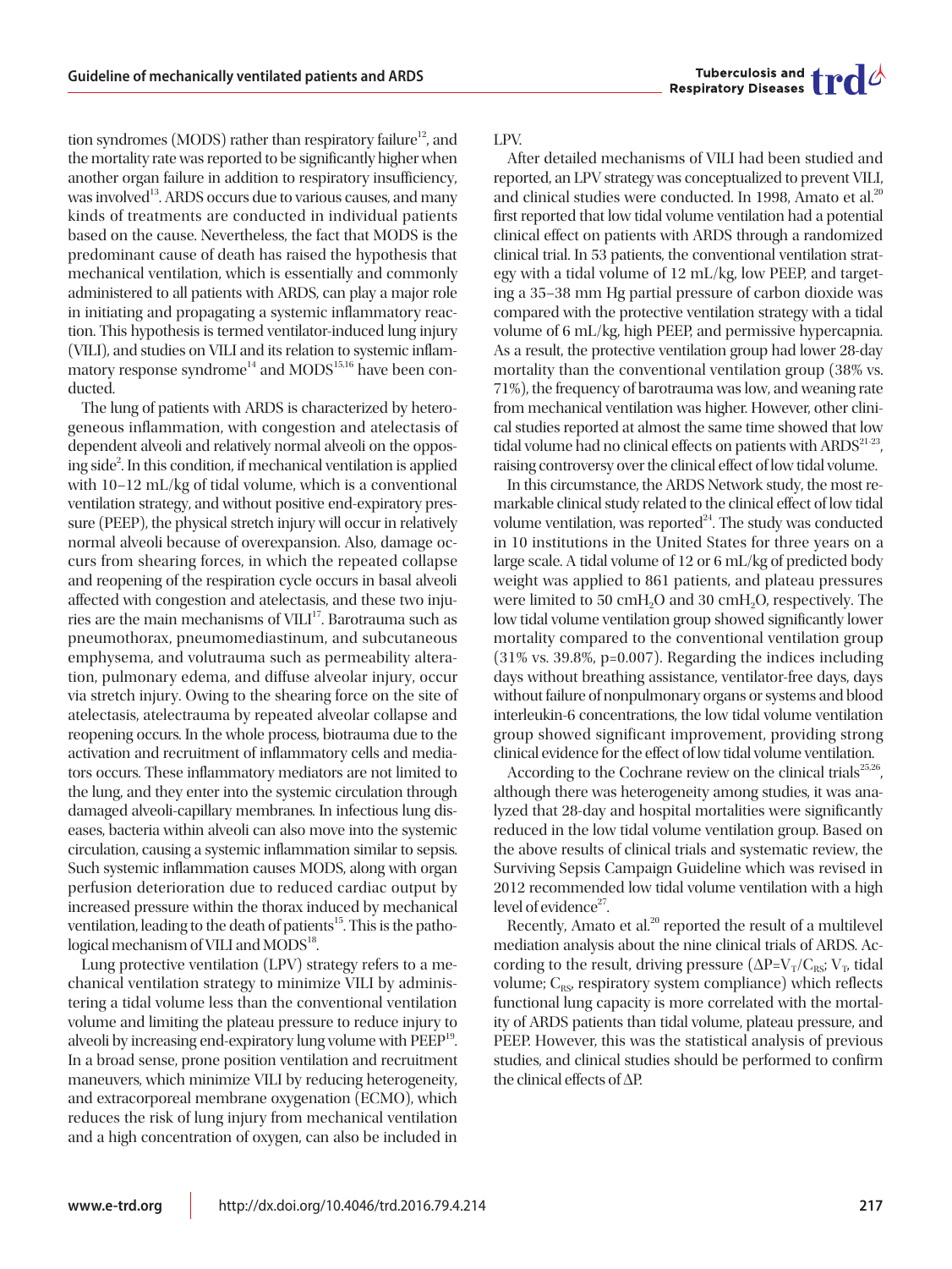tion syndromes (MODS) rather than respiratory failure[12], and the mortality rate was reported to be significantly higher when another organ failure in addition to respiratory insufficiency, was involved[13]. ARDS occurs due to various causes, and many kinds of treatments are conducted in individual patients based on the cause. Nevertheless, the fact that MODS is the predominant cause of death has raised the hypothesis that mechanical ventilation, which is essentially and commonly administered to all patients with ARDS, can play a major role in initiating and propagating a systemic inflammatory reaction. This hypothesis is termed ventilator-induced lung injury (VILI), and studies on VILI and its relation to systemic inflammatory response syndrome[14] and MODS[15,16] have been conducted.

The lung of patients with ARDS is characterized by heterogeneous inflammation, with congestion and atelectasis of dependent alveoli and relatively normal alveoli on the opposing side[2]. In this condition, if mechanical ventilation is applied with 10–12 mL/kg of tidal volume, which is a conventional ventilation strategy, and without positive end-expiratory pressure (PEEP), the physical stretch injury will occur in relatively normal alveoli because of overexpansion. Also, damage occurs from shearing forces, in which the repeated collapse and reopening of the respiration cycle occurs in basal alveoli affected with congestion and atelectasis, and these two injuries are the main mechanisms of VILI[17]. Barotrauma such as pneumothorax, pneumomediastinum, and subcutaneous emphysema, and volutrauma such as permeability alteration, pulmonary edema, and diffuse alveolar injury, occur via stretch injury. Owing to the shearing force on the site of atelectasis, atelectrauma by repeated alveolar collapse and reopening occurs. In the whole process, biotrauma due to the activation and recruitment of inflammatory cells and mediators occurs. These inflammatory mediators are not limited to the lung, and they enter into the systemic circulation through damaged alveoli-capillary membranes. In infectious lung diseases, bacteria within alveoli can also move into the systemic circulation, causing a systemic inflammation similar to sepsis. Such systemic inflammation causes MODS, along with organ perfusion deterioration due to reduced cardiac output by increased pressure within the thorax induced by mechanical ventilation, leading to the death of patients[15]. This is the pathological mechanism of VILI and MODS[18].

Lung protective ventilation (LPV) strategy refers to a mechanical ventilation strategy to minimize VILI by administering a tidal volume less than the conventional ventilation volume and limiting the plateau pressure to reduce injury to alveoli by increasing end-expiratory lung volume with PEEP[19]. In a broad sense, prone position ventilation and recruitment maneuvers, which minimize VILI by reducing heterogeneity, and extracorporeal membrane oxygenation (ECMO), which reduces the risk of lung injury from mechanical ventilation and a high concentration of oxygen, can also be included in LPV.

After detailed mechanisms of VILI had been studied and reported, an LPV strategy was conceptualized to prevent VILI, and clinical studies were conducted. In 1998, Amato et al.[20] first reported that low tidal volume ventilation had a potential clinical effect on patients with ARDS through a randomized clinical trial. In 53 patients, the conventional ventilation strategy with a tidal volume of 12 mL/kg, low PEEP, and targeting a 35–38 mm Hg partial pressure of carbon dioxide was compared with the protective ventilation strategy with a tidal volume of 6 mL/kg, high PEEP, and permissive hypercapnia. As a result, the protective ventilation group had lower 28-day mortality than the conventional ventilation group (38% vs. 71%), the frequency of barotrauma was low, and weaning rate from mechanical ventilation was higher. However, other clinical studies reported at almost the same time showed that low tidal volume had no clinical effects on patients with ARDS[21-23], raising controversy over the clinical effect of low tidal volume.

In this circumstance, the ARDS Network study, the most remarkable clinical study related to the clinical effect of low tidal volume ventilation, was reported[24]. The study was conducted in 10 institutions in the United States for three years on a large scale. A tidal volume of 12 or 6 mL/kg of predicted body weight was applied to 861 patients, and plateau pressures were limited to 50 $cmH_2O$ and 30 $cmH_2O$, respectively. The low tidal volume ventilation group showed significantly lower mortality compared to the conventional ventilation group (31% vs. 39.8%, p=0.007). Regarding the indices including days without breathing assistance, ventilator-free days, days without failure of nonpulmonary organs or systems and blood interleukin-6 concentrations, the low tidal volume ventilation group showed significant improvement, providing strong clinical evidence for the effect of low tidal volume ventilation.

According to the Cochrane review on the clinical trials[25,26], although there was heterogeneity among studies, it was analyzed that 28-day and hospital mortalities were significantly reduced in the low tidal volume ventilation group. Based on the above results of clinical trials and systematic review, the Surviving Sepsis Campaign Guideline which was revised in 2012 recommended low tidal volume ventilation with a high level of evidence[27].

Recently, Amato et al.[20] reported the result of a multilevel mediation analysis about the nine clinical trials of ARDS. According to the result, driving pressure ($\Delta P=V_T/C_{RS}$; $V_T$, tidal volume; $C_{RS}$, respiratory system compliance) which reflects functional lung capacity is more correlated with the mortality of ARDS patients than tidal volume, plateau pressure, and PEEP. However, this was the statistical analysis of previous studies, and clinical studies should be performed to confirm the clinical effects of $\Delta P$.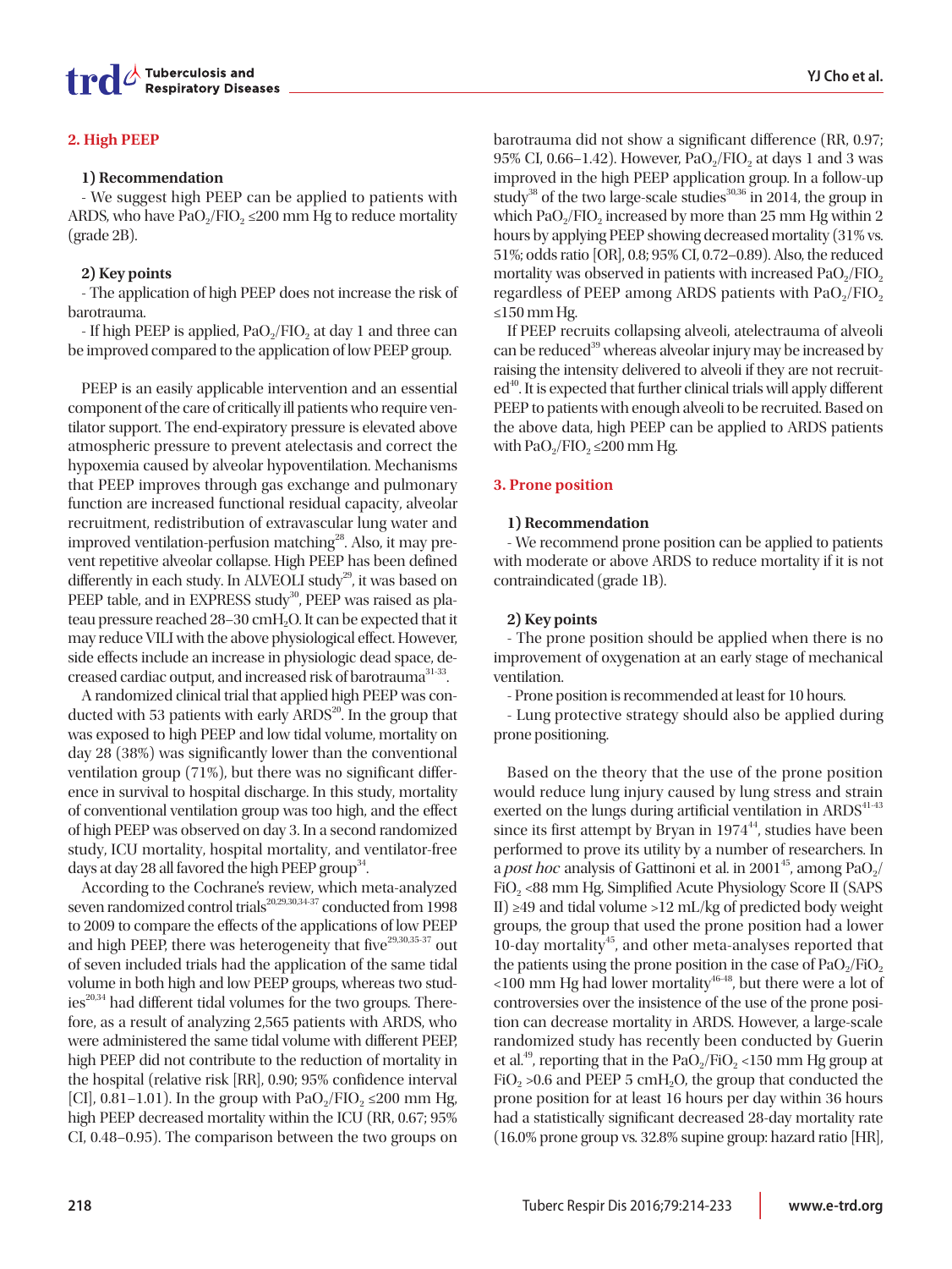## 2. High PEEP

### 1) Recommendation

- We suggest high PEEP can be applied to patients with ARDS, who have $PaO_2/FIO_2 \leq 200$ mm Hg to reduce mortality (grade 2B).

### 2) Key points

- The application of high PEEP does not increase the risk of barotrauma.
- If high PEEP is applied, $PaO_2/FIO_2$ at day 1 and three can be improved compared to the application of low PEEP group.

PEEP is an easily applicable intervention and an essential component of the care of critically ill patients who require ventilator support. The end-expiratory pressure is elevated above atmospheric pressure to prevent atelectasis and correct the hypoxemia caused by alveolar hypoventilation. Mechanisms that PEEP improves through gas exchange and pulmonary function are increased functional residual capacity, alveolar recruitment, redistribution of extravascular lung water and improved ventilation-perfusion matching[28]. Also, it may prevent repetitive alveolar collapse. High PEEP has been defined differently in each study. In ALVEOLI study[29], it was based on PEEP table, and in EXPRESS study[30], PEEP was raised as plateau pressure reached 28–30 $cmH_2O$. It can be expected that it may reduce VILI with the above physiological effect. However, side effects include an increase in physiologic dead space, decreased cardiac output, and increased risk of barotrauma[31-33].

A randomized clinical trial that applied high PEEP was conducted with 53 patients with early ARDS[20]. In the group that was exposed to high PEEP and low tidal volume, mortality on day 28 (38%) was significantly lower than the conventional ventilation group (71%), but there was no significant difference in survival to hospital discharge. In this study, mortality of conventional ventilation group was too high, and the effect of high PEEP was observed on day 3. In a second randomized study, ICU mortality, hospital mortality, and ventilator-free days at day 28 all favored the high PEEP group[34].

According to the Cochrane's review, which meta-analyzed seven randomized control trials[20,29,30,34-37] conducted from 1998 to 2009 to compare the effects of the applications of low PEEP and high PEEP, there was heterogeneity that five[29,30,35-37] out of seven included trials had the application of the same tidal volume in both high and low PEEP groups, whereas two studies[20,34] had different tidal volumes for the two groups. Therefore, as a result of analyzing 2,565 patients with ARDS, who were administered the same tidal volume with different PEEP, high PEEP did not contribute to the reduction of mortality in the hospital (relative risk [RR], 0.90; 95% confidence interval [CI], 0.81–1.01). In the group with $PaO_2/FIO_2 \leq 200$ mm Hg, high PEEP decreased mortality within the ICU (RR, 0.67; 95% CI, 0.48–0.95). The comparison between the two groups on barotrauma did not show a significant difference (RR, 0.97; 95% CI, 0.66–1.42). However, $PaO_2/FIO_2$ at days 1 and 3 was improved in the high PEEP application group. In a follow-up study[38] of the two large-scale studies[30,36] in 2014, the group in which $PaO_2/FIO_2$ increased by more than 25 mm Hg within 2 hours by applying PEEP showing decreased mortality (31% vs. 51%; odds ratio [OR], 0.8; 95% CI, 0.72–0.89). Also, the reduced mortality was observed in patients with increased $PaO_2/FIO_2$ regardless of PEEP among ARDS patients with $PaO_2/FIO_2 \leq 150$ mm Hg.

If PEEP recruits collapsing alveoli, atelectrauma of alveoli can be reduced[39] whereas alveolar injury may be increased by raising the intensity delivered to alveoli if they are not recruited[40]. It is expected that further clinical trials will apply different PEEP to patients with enough alveoli to be recruited. Based on the above data, high PEEP can be applied to ARDS patients with $PaO_2/FIO_2 \leq 200$ mm Hg.

## 3. Prone position

### 1) Recommendation

- We recommend prone position can be applied to patients with moderate or above ARDS to reduce mortality if it is not contraindicated (grade 1B).

### 2) Key points

- The prone position should be applied when there is no improvement of oxygenation at an early stage of mechanical ventilation.
- Prone position is recommended at least for 10 hours.
- Lung protective strategy should also be applied during prone positioning.

Based on the theory that the use of the prone position would reduce lung injury caused by lung stress and strain exerted on the lungs during artificial ventilation in ARDS[41-43] since its first attempt by Bryan in 1974[44], studies have been performed to prove its utility by a number of researchers. In a *post hoc* analysis of Gattinoni et al. in 2001[45], among $PaO_2/FiO_2$ <88 mm Hg, Simplified Acute Physiology Score II (SAPS II) ≥49 and tidal volume >12 mL/kg of predicted body weight groups, the group that used the prone position had a lower 10-day mortality[45], and other meta-analyses reported that the patients using the prone position in the case of $PaO_2/FiO_2$ <100 mm Hg had lower mortality[46-48], but there were a lot of controversies over the insistence of the use of the prone position can decrease mortality in ARDS. However, a large-scale randomized study has recently been conducted by Guerin et al.[49], reporting that in the $PaO_2/FiO_2$ <150 mm Hg group at $FiO_2$ >0.6 and PEEP 5 $cmH_2O$, the group that conducted the prone position for at least 16 hours per day within 36 hours had a statistically significant decreased 28-day mortality rate (16.0% prone group vs. 32.8% supine group: hazard ratio [HR],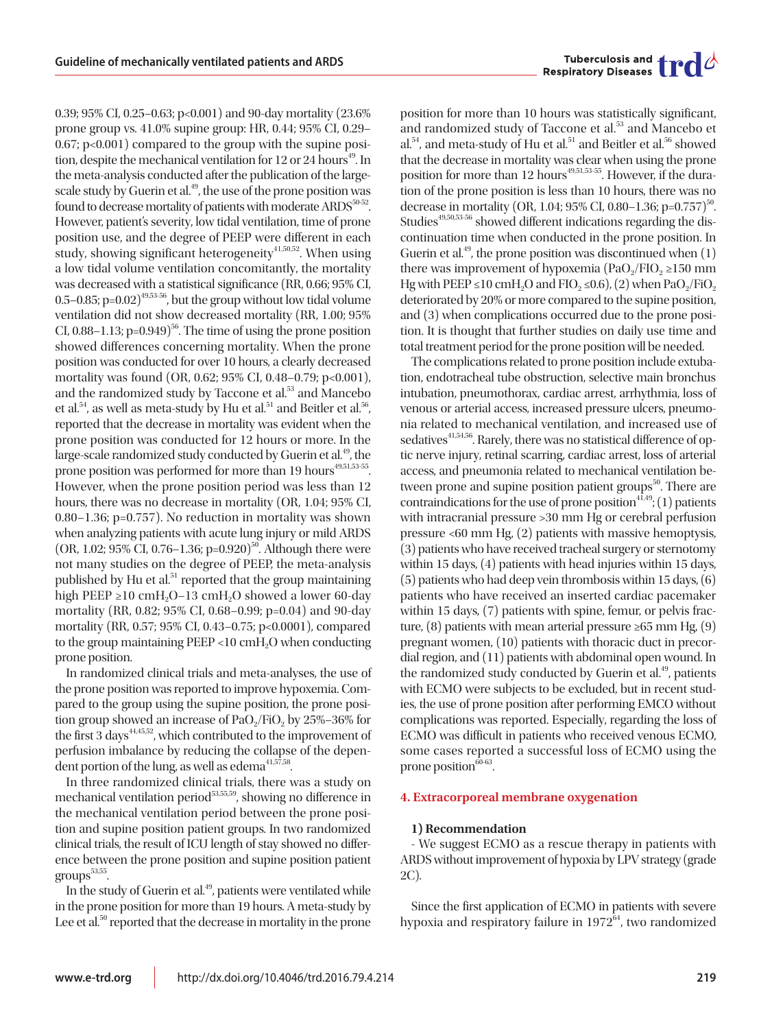0.39; 95% CI, 0.25–0.63; p<0.001) and 90-day mortality (23.6% prone group vs. 41.0% supine group: HR, 0.44; 95% CI, 0.29–0.67; p<0.001) compared to the group with the supine position, despite the mechanical ventilation for 12 or 24 hours[49]. In the meta-analysis conducted after the publication of the large-scale study by Guerin et al.[49], the use of the prone position was found to decrease mortality of patients with moderate ARDS[50-52]. However, patient's severity, low tidal ventilation, time of prone position use, and the degree of PEEP were different in each study, showing significant heterogeneity[41,50,52]. When using a low tidal volume ventilation concomitantly, the mortality was decreased with a statistical significance (RR, 0.66; 95% CI, 0.5–0.85; p=0.02)[49,53-56], but the group without low tidal volume ventilation did not show decreased mortality (RR, 1.00; 95% CI, 0.88–1.13; p=0.949)[56]. The time of using the prone position showed differences concerning mortality. When the prone position was conducted for over 10 hours, a clearly decreased mortality was found (OR, 0.62; 95% CI, 0.48–0.79; p<0.001), and the randomized study by Taccone et al.[53] and Mancebo et al.[54], as well as meta-study by Hu et al.[51] and Beitler et al.[56], reported that the decrease in mortality was evident when the prone position was conducted for 12 hours or more. In the large-scale randomized study conducted by Guerin et al.[49], the prone position was performed for more than 19 hours[49,51,53-55]. However, when the prone position period was less than 12 hours, there was no decrease in mortality (OR, 1.04; 95% CI, 0.80–1.36; p=0.757). No reduction in mortality was shown when analyzing patients with acute lung injury or mild ARDS (OR, 1.02; 95% CI, 0.76–1.36; p=0.920)[50]. Although there were not many studies on the degree of PEEP, the meta-analysis published by Hu et al.[51] reported that the group maintaining high PEEP ≥10 $cmH_2O$–13 $cmH_2O$ showed a lower 60-day mortality (RR, 0.82; 95% CI, 0.68–0.99; p=0.04) and 90-day mortality (RR, 0.57; 95% CI, 0.43–0.75; p<0.0001), compared to the group maintaining PEEP <10 $cmH_2O$ when conducting prone position.

In randomized clinical trials and meta-analyses, the use of the prone position was reported to improve hypoxemia. Compared to the group using the supine position, the prone position group showed an increase of $PaO_2/FiO_2$ by 25%–36% for the first 3 days[44,45,52], which contributed to the improvement of perfusion imbalance by reducing the collapse of the dependent portion of the lung, as well as edema[41,57,58].

In three randomized clinical trials, there was a study on mechanical ventilation period[53,55,59], showing no difference in the mechanical ventilation period between the prone position and supine position patient groups. In two randomized clinical trials, the result of ICU length of stay showed no difference between the prone position and supine position patient groups[53,55].

In the study of Guerin et al.[49], patients were ventilated while in the prone position for more than 19 hours. A meta-study by Lee et al.[50] reported that the decrease in mortality in the prone position for more than 10 hours was statistically significant, and randomized study of Taccone et al.[53] and Mancebo et al.[54], and meta-study of Hu et al.[51] and Beitler et al.[56] showed that the decrease in mortality was clear when using the prone position for more than 12 hours[49,51,53-55]. However, if the duration of the prone position is less than 10 hours, there was no decrease in mortality (OR, 1.04; 95% CI, 0.80–1.36; p=0.757)[50]. Studies[49,50,53-56] showed different indications regarding the discontinuation time when conducted in the prone position. In Guerin et al.[49], the prone position was discontinued when (1) there was improvement of hypoxemia ($PaO_2/FIO_2$ ≥150 mm Hg with PEEP ≤10 $cmH_2O$ and $FIO_2$ ≤0.6), (2) when $PaO_2/FiO_2$ deteriorated by 20% or more compared to the supine position, and (3) when complications occurred due to the prone position. It is thought that further studies on daily use time and total treatment period for the prone position will be needed.

The complications related to prone position include extubation, endotracheal tube obstruction, selective main bronchus intubation, pneumothorax, cardiac arrest, arrhythmia, loss of venous or arterial access, increased pressure ulcers, pneumonia related to mechanical ventilation, and increased use of sedatives[41,54,56]. Rarely, there was no statistical difference of optic nerve injury, retinal scarring, cardiac arrest, loss of arterial access, and pneumonia related to mechanical ventilation between prone and supine position patient groups[50]. There are contraindications for the use of prone position[41,49]; (1) patients with intracranial pressure >30 mm Hg or cerebral perfusion pressure <60 mm Hg, (2) patients with massive hemoptysis, (3) patients who have received tracheal surgery or sternotomy within 15 days, (4) patients with head injuries within 15 days, (5) patients who had deep vein thrombosis within 15 days, (6) patients who have received an inserted cardiac pacemaker within 15 days, (7) patients with spine, femur, or pelvis fracture, (8) patients with mean arterial pressure ≥65 mm Hg, (9) pregnant women, (10) patients with thoracic duct in precordial region, and (11) patients with abdominal open wound. In the randomized study conducted by Guerin et al.[49], patients with ECMO were subjects to be excluded, but in recent studies, the use of prone position after performing EMCO without complications was reported. Especially, regarding the loss of ECMO was difficult in patients who received venous ECMO, some cases reported a successful loss of ECMO using the prone position[60-63].

## 4. Extracorporeal membrane oxygenation

### 1) Recommendation

- We suggest ECMO as a rescue therapy in patients with ARDS without improvement of hypoxia by LPV strategy (grade 2C).

Since the first application of ECMO in patients with severe hypoxia and respiratory failure in 1972[64], two randomized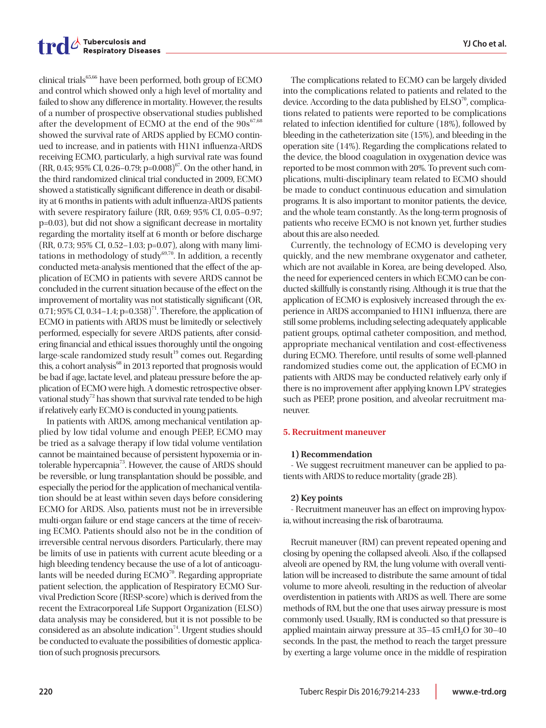clinical trials[65,66] have been performed, both group of ECMO and control which showed only a high level of mortality and failed to show any difference in mortality. However, the results of a number of prospective observational studies published after the development of ECMO at the end of the 90s[67,68] showed the survival rate of ARDS applied by ECMO continued to increase, and in patients with H1N1 influenza-ARDS receiving ECMO, particularly, a high survival rate was found (RR, 0.45; 95% CI, 0.26–0.79; p=0.008)[67]. On the other hand, in the third randomized clinical trial conducted in 2009, ECMO showed a statistically significant difference in death or disability at 6 months in patients with adult influenza-ARDS patients with severe respiratory failure (RR, 0.69; 95% CI, 0.05–0.97; p=0.03), but did not show a significant decrease in mortality regarding the mortality itself at 6 month or before discharge (RR, 0.73; 95% CI, 0.52–1.03; p=0.07), along with many limitations in methodology of study[69,70]. In addition, a recently conducted meta-analysis mentioned that the effect of the application of ECMO in patients with severe ARDS cannot be concluded in the current situation because of the effect on the improvement of mortality was not statistically significant (OR, 0.71; 95% CI, 0.34–1.4; p=0.358)[71]. Therefore, the application of ECMO in patients with ARDS must be limitedly or selectively performed, especially for severe ARDS patients, after considering financial and ethical issues thoroughly until the ongoing large-scale randomized study result[19] comes out. Regarding this, a cohort analysis[68] in 2013 reported that prognosis would be bad if age, lactate level, and plateau pressure before the application of ECMO were high. A domestic retrospective observational study[72] has shown that survival rate tended to be high if relatively early ECMO is conducted in young patients.

In patients with ARDS, among mechanical ventilation applied by low tidal volume and enough PEEP, ECMO may be tried as a salvage therapy if low tidal volume ventilation cannot be maintained because of persistent hypoxemia or intolerable hypercapnia[73]. However, the cause of ARDS should be reversible, or lung transplantation should be possible, and especially the period for the application of mechanical ventilation should be at least within seven days before considering ECMO for ARDS. Also, patients must not be in irreversible multi-organ failure or end stage cancers at the time of receiving ECMO. Patients should also not be in the condition of irreversible central nervous disorders. Particularly, there may be limits of use in patients with current acute bleeding or a high bleeding tendency because the use of a lot of anticoagulants will be needed during ECMO[70]. Regarding appropriate patient selection, the application of Respiratory ECMO Survival Prediction Score (RESP-score) which is derived from the recent the Extracorporeal Life Support Organization (ELSO) data analysis may be considered, but it is not possible to be considered as an absolute indication[74]. Urgent studies should be conducted to evaluate the possibilities of domestic application of such prognosis precursors.

The complications related to ECMO can be largely divided into the complications related to patients and related to the device. According to the data published by ELSO[70], complications related to patients were reported to be complications related to infection identified for culture (18%), followed by bleeding in the catheterization site (15%), and bleeding in the operation site (14%). Regarding the complications related to the device, the blood coagulation in oxygenation device was reported to be most common with 20%. To prevent such complications, multi-disciplinary team related to ECMO should be made to conduct continuous education and simulation programs. It is also important to monitor patients, the device, and the whole team constantly. As the long-term prognosis of patients who receive ECMO is not known yet, further studies about this are also needed.

Currently, the technology of ECMO is developing very quickly, and the new membrane oxygenator and catheter, which are not available in Korea, are being developed. Also, the need for experienced centers in which ECMO can be conducted skillfully is constantly rising. Although it is true that the application of ECMO is explosively increased through the experience in ARDS accompanied to H1N1 influenza, there are still some problems, including selecting adequately applicable patient groups, optimal catheter composition, and method, appropriate mechanical ventilation and cost-effectiveness during ECMO. Therefore, until results of some well-planned randomized studies come out, the application of ECMO in patients with ARDS may be conducted relatively early only if there is no improvement after applying known LPV strategies such as PEEP, prone position, and alveolar recruitment maneuver.

## 5. Recruitment maneuver

### 1) Recommendation

- We suggest recruitment maneuver can be applied to patients with ARDS to reduce mortality (grade 2B).

### 2) Key points

- Recruitment maneuver has an effect on improving hypoxia, without increasing the risk of barotrauma.

Recruit maneuver (RM) can prevent repeated opening and closing by opening the collapsed alveoli. Also, if the collapsed alveoli are opened by RM, the lung volume with overall ventilation will be increased to distribute the same amount of tidal volume to more alveoli, resulting in the reduction of alveolar overdistention in patients with ARDS as well. There are some methods of RM, but the one that uses airway pressure is most commonly used. Usually, RM is conducted so that pressure is applied maintain airway pressure at 35–45 $cmH_2O$ for 30–40 seconds. In the past, the method to reach the target pressure by exerting a large volume once in the middle of respiration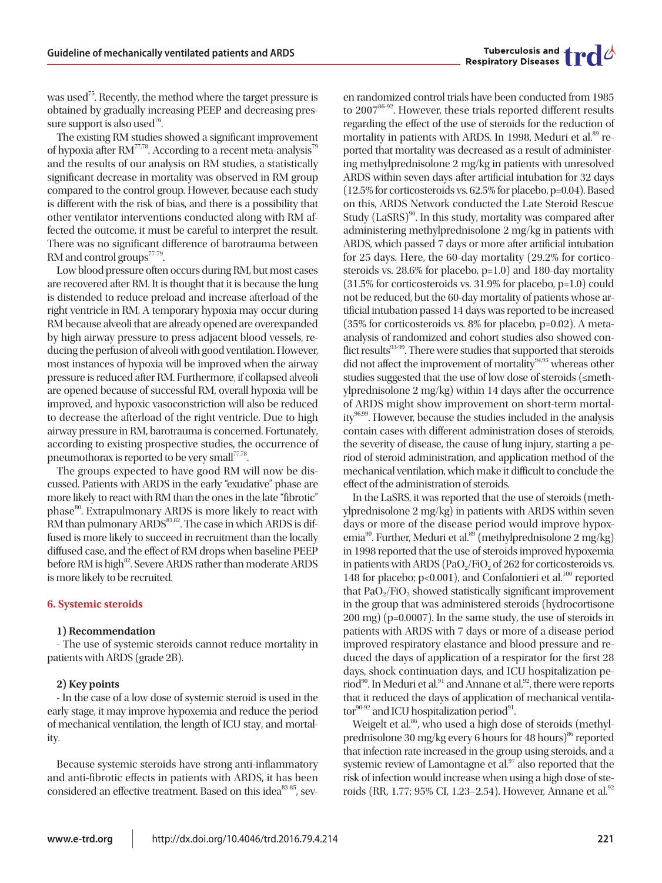was used[75]. Recently, the method where the target pressure is obtained by gradually increasing PEEP and decreasing pressure support is also used[76].

The existing RM studies showed a significant improvement of hypoxia after RM[77,78]. According to a recent meta-analysis[79] and the results of our analysis on RM studies, a statistically significant decrease in mortality was observed in RM group compared to the control group. However, because each study is different with the risk of bias, and there is a possibility that other ventilator interventions conducted along with RM affected the outcome, it must be careful to interpret the result. There was no significant difference of barotrauma between RM and control groups[77-79].

Low blood pressure often occurs during RM, but most cases are recovered after RM. It is thought that it is because the lung is distended to reduce preload and increase afterload of the right ventricle in RM. A temporary hypoxia may occur during RM because alveoli that are already opened are overexpanded by high airway pressure to press adjacent blood vessels, reducing the perfusion of alveoli with good ventilation. However, most instances of hypoxia will be improved when the airway pressure is reduced after RM. Furthermore, if collapsed alveoli are opened because of successful RM, overall hypoxia will be improved, and hypoxic vasoconstriction will also be reduced to decrease the afterload of the right ventricle. Due to high airway pressure in RM, barotrauma is concerned. Fortunately, according to existing prospective studies, the occurrence of pneumothorax is reported to be very small[77,78].

The groups expected to have good RM will now be discussed. Patients with ARDS in the early "exudative" phase are more likely to react with RM than the ones in the late "fibrotic" phase[80]. Extrapulmonary ARDS is more likely to react with RM than pulmonary ARDS[81,82]. The case in which ARDS is diffused is more likely to succeed in recruitment than the locally diffused case, and the effect of RM drops when baseline PEEP before RM is high[82]. Severe ARDS rather than moderate ARDS is more likely to be recruited.

## 6. Systemic steroids

### 1) Recommendation

- The use of systemic steroids cannot reduce mortality in patients with ARDS (grade 2B).

### 2) Key points

- In the case of a low dose of systemic steroid is used in the early stage, it may improve hypoxemia and reduce the period of mechanical ventilation, the length of ICU stay, and mortality.

Because systemic steroids have strong anti-inflammatory and anti-fibrotic effects in patients with ARDS, it has been considered an effective treatment. Based on this idea[83-85], seven randomized control trials have been conducted from 1985 to 2007[86-92]. However, these trials reported different results regarding the effect of the use of steroids for the reduction of mortality in patients with ARDS. In 1998, Meduri et al.[89] reported that mortality was decreased as a result of administering methylprednisolone 2 mg/kg in patients with unresolved ARDS within seven days after artificial intubation for 32 days (12.5% for corticosteroids vs. 62.5% for placebo, p=0.04). Based on this, ARDS Network conducted the Late Steroid Rescue Study (LaSRS)[90]. In this study, mortality was compared after administering methylprednisolone 2 mg/kg in patients with ARDS, which passed 7 days or more after artificial intubation for 25 days. Here, the 60-day mortality (29.2% for corticosteroids vs. 28.6% for placebo, p=1.0) and 180-day mortality (31.5% for corticosteroids vs. 31.9% for placebo, p=1.0) could not be reduced, but the 60-day mortality of patients whose artificial intubation passed 14 days was reported to be increased (35% for corticosteroids vs. 8% for placebo, p=0.02). A meta-analysis of randomized and cohort studies also showed conflict results[93-99]. There were studies that supported that steroids did not affect the improvement of mortality[94,95] whereas other studies suggested that the use of low dose of steroids (≤methylprednisolone 2 mg/kg) within 14 days after the occurrence of ARDS might show improvement on short-term mortality[96,99]. However, because the studies included in the analysis contain cases with different administration doses of steroids, the severity of disease, the cause of lung injury, starting a period of steroid administration, and application method of the mechanical ventilation, which make it difficult to conclude the effect of the administration of steroids.

In the LaSRS, it was reported that the use of steroids (methylprednisolone 2 mg/kg) in patients with ARDS within seven days or more of the disease period would improve hypoxemia[90]. Further, Meduri et al.[89] (methylprednisolone 2 mg/kg) in 1998 reported that the use of steroids improved hypoxemia in patients with ARDS ($PaO_2/FiO_2$ of 262 for corticosteroids vs. 148 for placebo; p<0.001), and Confalonieri et al.[100] reported that $PaO_2/FiO_2$ showed statistically significant improvement in the group that was administered steroids (hydrocortisone 200 mg) (p=0.0007). In the same study, the use of steroids in patients with ARDS with 7 days or more of a disease period improved respiratory elastance and blood pressure and reduced the days of application of a respirator for the first 28 days, shock continuation days, and ICU hospitalization period[90]. In Meduri et al.[91] and Annane et al.[92], there were reports that it reduced the days of application of mechanical ventilator[90-92] and ICU hospitalization period[91].

Weigelt et al.[86], who used a high dose of steroids (methylprednisolone 30 mg/kg every 6 hours for 48 hours)[86] reported that infection rate increased in the group using steroids, and a systemic review of Lamontagne et al.[97] also reported that the risk of infection would increase when using a high dose of steroids (RR, 1.77; 95% CI, 1.23–2.54). However, Annane et al.[92]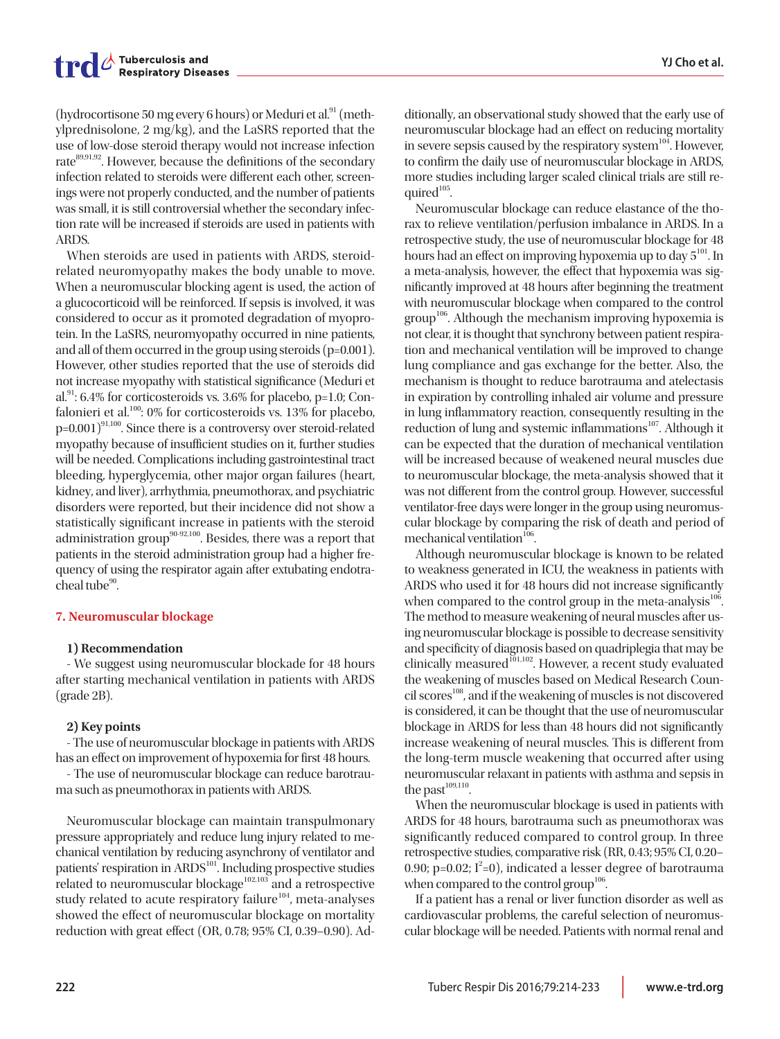(hydrocortisone 50 mg every 6 hours) or Meduri et al.[91] (methylprednisolone, 2 mg/kg), and the LaSRS reported that the use of low-dose steroid therapy would not increase infection rate[89,91,92]. However, because the definitions of the secondary infection related to steroids were different each other, screenings were not properly conducted, and the number of patients was small, it is still controversial whether the secondary infection rate will be increased if steroids are used in patients with ARDS.

When steroids are used in patients with ARDS, steroid-related neuromyopathy makes the body unable to move. When a neuromuscular blocking agent is used, the action of a glucocorticoid will be reinforced. If sepsis is involved, it was considered to occur as it promoted degradation of myoprotein. In the LaSRS, neuromyopathy occurred in nine patients, and all of them occurred in the group using steroids (p=0.001). However, other studies reported that the use of steroids did not increase myopathy with statistical significance (Meduri et al.[91]: 6.4% for corticosteroids vs. 3.6% for placebo, p=1.0; Confalonieri et al.[100]: 0% for corticosteroids vs. 13% for placebo, p=0.001)[91,100]. Since there is a controversy over steroid-related myopathy because of insufficient studies on it, further studies will be needed. Complications including gastrointestinal tract bleeding, hyperglycemia, other major organ failures (heart, kidney, and liver), arrhythmia, pneumothorax, and psychiatric disorders were reported, but their incidence did not show a statistically significant increase in patients with the steroid administration group[90-92,100]. Besides, there was a report that patients in the steroid administration group had a higher frequency of using the respirator again after extubating endotracheal tube[90].

### 7. Neuromuscular blockage

#### 1) Recommendation

- We suggest using neuromuscular blockade for 48 hours after starting mechanical ventilation in patients with ARDS (grade 2B).

#### 2) Key points

- The use of neuromuscular blockage in patients with ARDS has an effect on improvement of hypoxemia for first 48 hours.
- The use of neuromuscular blockage can reduce barotrauma such as pneumothorax in patients with ARDS.

Neuromuscular blockage can maintain transpulmonary pressure appropriately and reduce lung injury related to mechanical ventilation by reducing asynchrony of ventilator and patients' respiration in ARDS[101]. Including prospective studies related to neuromuscular blockage[102,103] and a retrospective study related to acute respiratory failure[104], meta-analyses showed the effect of neuromuscular blockage on mortality reduction with great effect (OR, 0.78; 95% CI, 0.39–0.90). Additionally, an observational study showed that the early use of neuromuscular blockage had an effect on reducing mortality in severe sepsis caused by the respiratory system[104]. However, to confirm the daily use of neuromuscular blockage in ARDS, more studies including larger scaled clinical trials are still required[105].

Neuromuscular blockage can reduce elastance of the thorax to relieve ventilation/perfusion imbalance in ARDS. In a retrospective study, the use of neuromuscular blockage for 48 hours had an effect on improving hypoxemia up to day 5[101]. In a meta-analysis, however, the effect that hypoxemia was significantly improved at 48 hours after beginning the treatment with neuromuscular blockage when compared to the control group[106]. Although the mechanism improving hypoxemia is not clear, it is thought that synchrony between patient respiration and mechanical ventilation will be improved to change lung compliance and gas exchange for the better. Also, the mechanism is thought to reduce barotrauma and atelectasis in expiration by controlling inhaled air volume and pressure in lung inflammatory reaction, consequently resulting in the reduction of lung and systemic inflammations[107]. Although it can be expected that the duration of mechanical ventilation will be increased because of weakened neural muscles due to neuromuscular blockage, the meta-analysis showed that it was not different from the control group. However, successful ventilator-free days were longer in the group using neuromuscular blockage by comparing the risk of death and period of mechanical ventilation[106].

Although neuromuscular blockage is known to be related to weakness generated in ICU, the weakness in patients with ARDS who used it for 48 hours did not increase significantly when compared to the control group in the meta-analysis[106]. The method to measure weakening of neural muscles after using neuromuscular blockage is possible to decrease sensitivity and specificity of diagnosis based on quadriplegia that may be clinically measured[101,102]. However, a recent study evaluated the weakening of muscles based on Medical Research Council scores[108], and if the weakening of muscles is not discovered is considered, it can be thought that the use of neuromuscular blockage in ARDS for less than 48 hours did not significantly increase weakening of neural muscles. This is different from the long-term muscle weakening that occurred after using neuromuscular relaxant in patients with asthma and sepsis in the past[109,110].

When the neuromuscular blockage is used in patients with ARDS for 48 hours, barotrauma such as pneumothorax was significantly reduced compared to control group. In three retrospective studies, comparative risk (RR, 0.43; 95% CI, 0.20–0.90; p=0.02; $I^2$=0), indicated a lesser degree of barotrauma when compared to the control group[106].

If a patient has a renal or liver function disorder as well as cardiovascular problems, the careful selection of neuromuscular blockage will be needed. Patients with normal renal and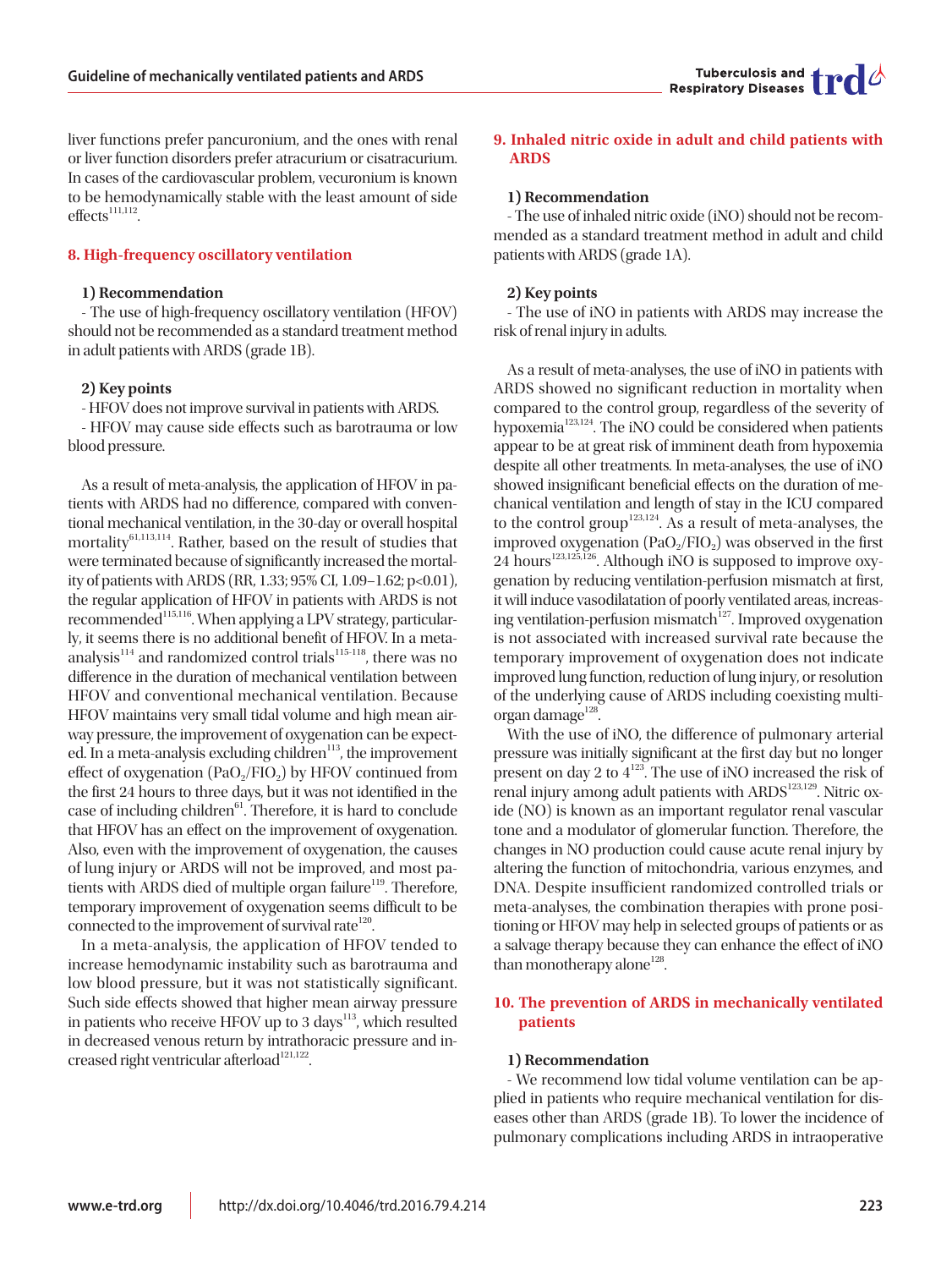liver functions prefer pancuronium, and the ones with renal or liver function disorders prefer atracurium or cisatracurium. In cases of the cardiovascular problem, vecuronium is known to be hemodynamically stable with the least amount of side effects[111,112].

## 8. High-frequency oscillatory ventilation

### 1) Recommendation

- The use of high-frequency oscillatory ventilation (HFOV) should not be recommended as a standard treatment method in adult patients with ARDS (grade 1B).

### 2) Key points

- HFOV does not improve survival in patients with ARDS.
- HFOV may cause side effects such as barotrauma or low blood pressure.

As a result of meta-analysis, the application of HFOV in patients with ARDS had no difference, compared with conventional mechanical ventilation, in the 30-day or overall hospital mortality[61,113,114]. Rather, based on the result of studies that were terminated because of significantly increased the mortality of patients with ARDS (RR, 1.33; 95% CI, 1.09–1.62; $p<0.01$), the regular application of HFOV in patients with ARDS is not recommended[115,116]. When applying a LPV strategy, particularly, it seems there is no additional benefit of HFOV. In a meta-analysis[114] and randomized control trials[115-118], there was no difference in the duration of mechanical ventilation between HFOV and conventional mechanical ventilation. Because HFOV maintains very small tidal volume and high mean airway pressure, the improvement of oxygenation can be expected. In a meta-analysis excluding children[113], the improvement effect of oxygenation ($PaO_2/FIO_2$) by HFOV continued from the first 24 hours to three days, but it was not identified in the case of including children[61]. Therefore, it is hard to conclude that HFOV has an effect on the improvement of oxygenation. Also, even with the improvement of oxygenation, the causes of lung injury or ARDS will not be improved, and most patients with ARDS died of multiple organ failure[119]. Therefore, temporary improvement of oxygenation seems difficult to be connected to the improvement of survival rate[120].

In a meta-analysis, the application of HFOV tended to increase hemodynamic instability such as barotrauma and low blood pressure, but it was not statistically significant. Such side effects showed that higher mean airway pressure in patients who receive HFOV up to 3 days[113], which resulted in decreased venous return by intrathoracic pressure and increased right ventricular afterload[121,122].

## 9. Inhaled nitric oxide in adult and child patients with ARDS

### 1) Recommendation

- The use of inhaled nitric oxide (iNO) should not be recommended as a standard treatment method in adult and child patients with ARDS (grade 1A).

### 2) Key points

- The use of iNO in patients with ARDS may increase the risk of renal injury in adults.

As a result of meta-analyses, the use of iNO in patients with ARDS showed no significant reduction in mortality when compared to the control group, regardless of the severity of hypoxemia[123,124]. The iNO could be considered when patients appear to be at great risk of imminent death from hypoxemia despite all other treatments. In meta-analyses, the use of iNO showed insignificant beneficial effects on the duration of mechanical ventilation and length of stay in the ICU compared to the control group[123,124]. As a result of meta-analyses, the improved oxygenation ($PaO_2/FIO_2$) was observed in the first 24 hours[123,125,126]. Although iNO is supposed to improve oxygenation by reducing ventilation-perfusion mismatch at first, it will induce vasodilatation of poorly ventilated areas, increasing ventilation-perfusion mismatch[127]. Improved oxygenation is not associated with increased survival rate because the temporary improvement of oxygenation does not indicate improved lung function, reduction of lung injury, or resolution of the underlying cause of ARDS including coexisting multi-organ damage[128].

With the use of iNO, the difference of pulmonary arterial pressure was initially significant at the first day but no longer present on day 2 to 4[123]. The use of iNO increased the risk of renal injury among adult patients with ARDS[123,129]. Nitric oxide (NO) is known as an important regulator renal vascular tone and a modulator of glomerular function. Therefore, the changes in NO production could cause acute renal injury by altering the function of mitochondria, various enzymes, and DNA. Despite insufficient randomized controlled trials or meta-analyses, the combination therapies with prone positioning or HFOV may help in selected groups of patients or as a salvage therapy because they can enhance the effect of iNO than monotherapy alone[128].

## 10. The prevention of ARDS in mechanically ventilated patients

### 1) Recommendation

- We recommend low tidal volume ventilation can be applied in patients who require mechanical ventilation for diseases other than ARDS (grade 1B). To lower the incidence of pulmonary complications including ARDS in intraoperative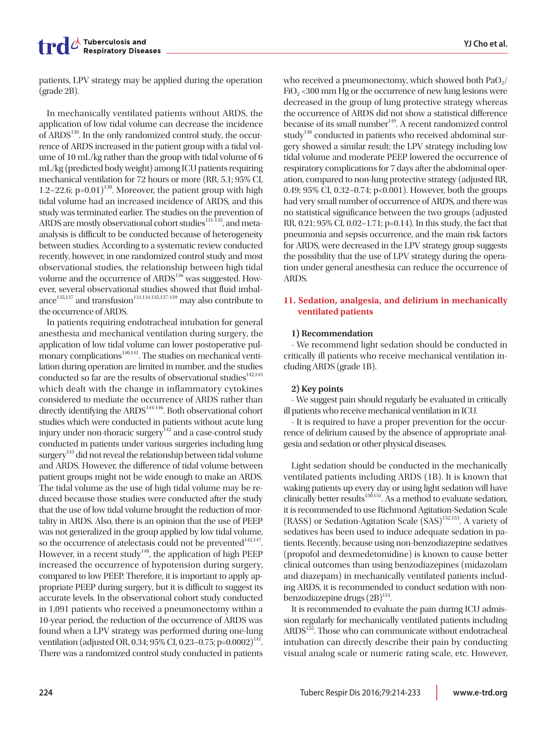patients, LPV strategy may be applied during the operation (grade 2B).

In mechanically ventilated patients without ARDS, the application of low tidal volume can decrease the incidence of ARDS[130]. In the only randomized control study, the occurrence of ARDS increased in the patient group with a tidal volume of 10 mL/kg rather than the group with tidal volume of 6 mL/kg (predicted body weight) among ICU patients requiring mechanical ventilation for 72 hours or more (RR, 5.1; 95% CI, 1.2–22.6; p=0.01)[130]. Moreover, the patient group with high tidal volume had an increased incidence of ARDS, and this study was terminated earlier. The studies on the prevention of ARDS are mostly observational cohort studies[131-135], and meta-analysis is difficult to be conducted because of heterogeneity between studies. According to a systematic review conducted recently, however, in one randomized control study and most observational studies, the relationship between high tidal volume and the occurrence of ARDS[136] was suggested. However, several observational studies showed that fluid imbalance[135,137] and transfusion[131,134,135,137-139] may also contribute to the occurrence of ARDS.

In patients requiring endotracheal intubation for general anesthesia and mechanical ventilation during surgery, the application of low tidal volume can lower postoperative pulmonary complications[140,141]. The studies on mechanical ventilation during operation are limited in number, and the studies conducted so far are the results of observational studies[142,143] which dealt with the change in inflammatory cytokines considered to mediate the occurrence of ARDS rather than directly identifying the ARDS[144-146]. Both observational cohort studies which were conducted in patients without acute lung injury under non-thoracic surgery[142] and a case-control study conducted in patients under various surgeries including lung surgery[143] did not reveal the relationship between tidal volume and ARDS. However, the difference of tidal volume between patient groups might not be wide enough to make an ARDS. The tidal volume as the use of high tidal volume may be reduced because those studies were conducted after the study that the use of low tidal volume brought the reduction of mortality in ARDS. Also, there is an opinion that the use of PEEP was not generalized in the group applied by low tidal volume, so the occurrence of atelectasis could not be prevented[142,147]. However, in a recent study[148], the application of high PEEP increased the occurrence of hypotension during surgery, compared to low PEEP. Therefore, it is important to apply appropriate PEEP during surgery, but it is difficult to suggest its accurate levels. In the observational cohort study conducted in 1,091 patients who received a pneumonectomy within a 10-year period, the reduction of the occurrence of ARDS was found when a LPV strategy was performed during one-lung ventilation (adjusted OR, 0.34; 95% CI, 0.23–0.75; p=0.0002)[141]. There was a randomized control study conducted in patients who received a pneumonectomy, which showed both $PaO_2/FiO_2$ <300 mm Hg or the occurrence of new lung lesions were decreased in the group of lung protective strategy whereas the occurrence of ARDS did not show a statistical difference because of its small number[149]. A recent randomized control study[140] conducted in patients who received abdominal surgery showed a similar result; the LPV strategy including low tidal volume and moderate PEEP lowered the occurrence of respiratory complications for 7 days after the abdominal operation, compared to non-lung protective strategy (adjusted RR, 0.49; 95% CI, 0.32–0.74; p<0.001). However, both the groups had very small number of occurrence of ARDS, and there was no statistical significance between the two groups (adjusted RR, 0.21; 95% CI, 0.02–1.71; p=0.14). In this study, the fact that pneumonia and sepsis occurrence, and the main risk factors for ARDS, were decreased in the LPV strategy group suggests the possibility that the use of LPV strategy during the operation under general anesthesia can reduce the occurrence of ARDS.

## 11. Sedation, analgesia, and delirium in mechanically ventilated patients

### 1) Recommendation

- We recommend light sedation should be conducted in critically ill patients who receive mechanical ventilation including ARDS (grade 1B).

### 2) Key points

- We suggest pain should regularly be evaluated in critically ill patients who receive mechanical ventilation in ICU.
- It is required to have a proper prevention for the occurrence of delirium caused by the absence of appropriate analgesia and sedation or other physical diseases.

Light sedation should be conducted in the mechanically ventilated patients including ARDS (1B). It is known that waking patients up every day or using light sedation will have clinically better results[150,151]. As a method to evaluate sedation, it is recommended to use Richmond Agitation-Sedation Scale (RASS) or Sedation-Agitation Scale (SAS)[152,153]. A variety of sedatives has been used to induce adequate sedation in patients. Recently, because using non-benzodiazepine sedatives (propofol and dexmedetomidine) is known to cause better clinical outcomes than using benzodiazepines (midazolam and diazepam) in mechanically ventilated patients including ARDS, it is recommended to conduct sedation with non-benzodiazepine drugs (2B)[154].

It is recommended to evaluate the pain during ICU admission regularly for mechanically ventilated patients including ARDS[155]. Those who can communicate without endotracheal intubation can directly describe their pain by conducting visual analog scale or numeric rating scale, etc. However,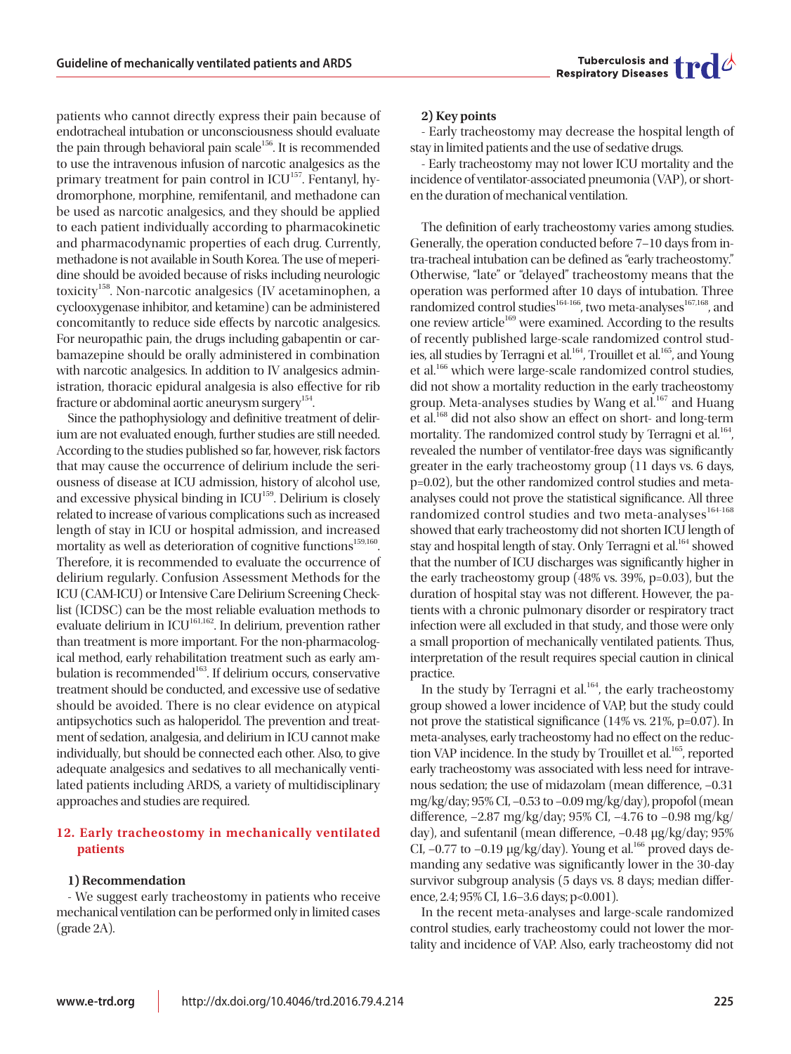patients who cannot directly express their pain because of endotracheal intubation or unconsciousness should evaluate the pain through behavioral pain scale[156]. It is recommended to use the intravenous infusion of narcotic analgesics as the primary treatment for pain control in ICU[157]. Fentanyl, hydromorphone, morphine, remifentanil, and methadone can be used as narcotic analgesics, and they should be applied to each patient individually according to pharmacokinetic and pharmacodynamic properties of each drug. Currently, methadone is not available in South Korea. The use of meperidine should be avoided because of risks including neurologic toxicity[158]. Non-narcotic analgesics (IV acetaminophen, a cyclooxygenase inhibitor, and ketamine) can be administered concomitantly to reduce side effects by narcotic analgesics. For neuropathic pain, the drugs including gabapentin or carbamazepine should be orally administered in combination with narcotic analgesics. In addition to IV analgesics administration, thoracic epidural analgesia is also effective for rib fracture or abdominal aortic aneurysm surgery[154].

Since the pathophysiology and definitive treatment of delirium are not evaluated enough, further studies are still needed. According to the studies published so far, however, risk factors that may cause the occurrence of delirium include the seriousness of disease at ICU admission, history of alcohol use, and excessive physical binding in ICU[159]. Delirium is closely related to increase of various complications such as increased length of stay in ICU or hospital admission, and increased mortality as well as deterioration of cognitive functions[159,160]. Therefore, it is recommended to evaluate the occurrence of delirium regularly. Confusion Assessment Methods for the ICU (CAM-ICU) or Intensive Care Delirium Screening Checklist (ICDSC) can be the most reliable evaluation methods to evaluate delirium in ICU[161,162]. In delirium, prevention rather than treatment is more important. For the non-pharmacological method, early rehabilitation treatment such as early ambulation is recommended[163]. If delirium occurs, conservative treatment should be conducted, and excessive use of sedative should be avoided. There is no clear evidence on atypical antipsychotics such as haloperidol. The prevention and treatment of sedation, analgesia, and delirium in ICU cannot make individually, but should be connected each other. Also, to give adequate analgesics and sedatives to all mechanically ventilated patients including ARDS, a variety of multidisciplinary approaches and studies are required.

## 12. Early tracheostomy in mechanically ventilated patients

### 1) Recommendation

- We suggest early tracheostomy in patients who receive mechanical ventilation can be performed only in limited cases (grade 2A).

### 2) Key points

- Early tracheostomy may decrease the hospital length of stay in limited patients and the use of sedative drugs.

- Early tracheostomy may not lower ICU mortality and the incidence of ventilator-associated pneumonia (VAP), or shorten the duration of mechanical ventilation.

The definition of early tracheostomy varies among studies. Generally, the operation conducted before 7–10 days from intra-tracheal intubation can be defined as "early tracheostomy." Otherwise, "late" or "delayed" tracheostomy means that the operation was performed after 10 days of intubation. Three randomized control studies[164-166], two meta-analyses[167,168], and one review article[169] were examined. According to the results of recently published large-scale randomized control studies, all studies by Terragni et al.[164], Trouillet et al.[165], and Young et al.[166] which were large-scale randomized control studies, did not show a mortality reduction in the early tracheostomy group. Meta-analyses studies by Wang et al.[167] and Huang et al.[168] did not also show an effect on short- and long-term mortality. The randomized control study by Terragni et al.[164], revealed the number of ventilator-free days was significantly greater in the early tracheostomy group (11 days vs. 6 days, p=0.02), but the other randomized control studies and meta-analyses could not prove the statistical significance. All three randomized control studies and two meta-analyses[164-168] showed that early tracheostomy did not shorten ICU length of stay and hospital length of stay. Only Terragni et al.[164] showed that the number of ICU discharges was significantly higher in the early tracheostomy group (48% vs. 39%, p=0.03), but the duration of hospital stay was not different. However, the patients with a chronic pulmonary disorder or respiratory tract infection were all excluded in that study, and those were only a small proportion of mechanically ventilated patients. Thus, interpretation of the result requires special caution in clinical practice.

In the study by Terragni et al.[164], the early tracheostomy group showed a lower incidence of VAP, but the study could not prove the statistical significance (14% vs. 21%, p=0.07). In meta-analyses, early tracheostomy had no effect on the reduction VAP incidence. In the study by Trouillet et al.[165], reported early tracheostomy was associated with less need for intravenous sedation; the use of midazolam (mean difference, −0.31 mg/kg/day; 95% CI, −0.53 to −0.09 mg/kg/day), propofol (mean difference, −2.87 mg/kg/day; 95% CI, −4.76 to −0.98 mg/kg/day), and sufentanil (mean difference, −0.48 μg/kg/day; 95% CI, −0.77 to −0.19 μg/kg/day). Young et al.[166] proved days demanding any sedative was significantly lower in the 30-day survivor subgroup analysis (5 days vs. 8 days; median difference, 2.4; 95% CI, 1.6–3.6 days; p<0.001).

In the recent meta-analyses and large-scale randomized control studies, early tracheostomy could not lower the mortality and incidence of VAP. Also, early tracheostomy did not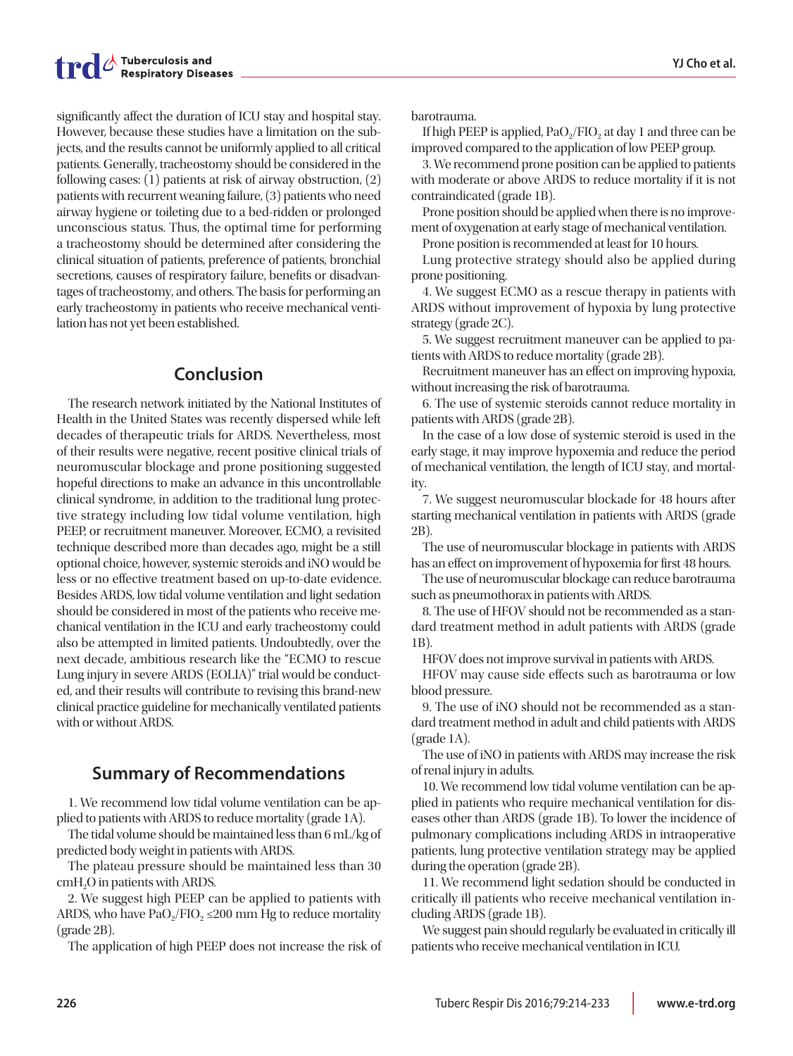significantly affect the duration of ICU stay and hospital stay. However, because these studies have a limitation on the subjects, and the results cannot be uniformly applied to all critical patients. Generally, tracheostomy should be considered in the following cases: (1) patients at risk of airway obstruction, (2) patients with recurrent weaning failure, (3) patients who need airway hygiene or toileting due to a bed-ridden or prolonged unconscious status. Thus, the optimal time for performing a tracheostomy should be determined after considering the clinical situation of patients, preference of patients, bronchial secretions, causes of respiratory failure, benefits or disadvantages of tracheostomy, and others. The basis for performing an early tracheostomy in patients who receive mechanical ventilation has not yet been established.

## Conclusion

The research network initiated by the National Institutes of Health in the United States was recently dispersed while left decades of therapeutic trials for ARDS. Nevertheless, most of their results were negative, recent positive clinical trials of neuromuscular blockage and prone positioning suggested hopeful directions to make an advance in this uncontrollable clinical syndrome, in addition to the traditional lung protective strategy including low tidal volume ventilation, high PEEP, or recruitment maneuver. Moreover, ECMO, a revisited technique described more than decades ago, might be a still optional choice, however, systemic steroids and iNO would be less or no effective treatment based on up-to-date evidence. Besides ARDS, low tidal volume ventilation and light sedation should be considered in most of the patients who receive mechanical ventilation in the ICU and early tracheostomy could also be attempted in limited patients. Undoubtedly, over the next decade, ambitious research like the "ECMO to rescue Lung injury in severe ARDS (EOLIA)" trial would be conducted, and their results will contribute to revising this brand-new clinical practice guideline for mechanically ventilated patients with or without ARDS.

## Summary of Recommendations

1. We recommend low tidal volume ventilation can be applied to patients with ARDS to reduce mortality (grade 1A).

The tidal volume should be maintained less than 6 mL/kg of predicted body weight in patients with ARDS.

The plateau pressure should be maintained less than 30 $cmH_2O$ in patients with ARDS.

2. We suggest high PEEP can be applied to patients with ARDS, who have $PaO_2/FIO_2 \leq 200$ mm Hg to reduce mortality (grade 2B).

The application of high PEEP does not increase the risk of barotrauma.

If high PEEP is applied, $PaO_2/FIO_2$ at day 1 and three can be improved compared to the application of low PEEP group.

3. We recommend prone position can be applied to patients with moderate or above ARDS to reduce mortality if it is not contraindicated (grade 1B).

Prone position should be applied when there is no improvement of oxygenation at early stage of mechanical ventilation.

Prone position is recommended at least for 10 hours.

Lung protective strategy should also be applied during prone positioning.

4. We suggest ECMO as a rescue therapy in patients with ARDS without improvement of hypoxia by lung protective strategy (grade 2C).

5. We suggest recruitment maneuver can be applied to patients with ARDS to reduce mortality (grade 2B).

Recruitment maneuver has an effect on improving hypoxia, without increasing the risk of barotrauma.

6. The use of systemic steroids cannot reduce mortality in patients with ARDS (grade 2B).

In the case of a low dose of systemic steroid is used in the early stage, it may improve hypoxemia and reduce the period of mechanical ventilation, the length of ICU stay, and mortality.

7. We suggest neuromuscular blockade for 48 hours after starting mechanical ventilation in patients with ARDS (grade 2B).

The use of neuromuscular blockage in patients with ARDS has an effect on improvement of hypoxemia for first 48 hours.

The use of neuromuscular blockage can reduce barotrauma such as pneumothorax in patients with ARDS.

8. The use of HFOV should not be recommended as a standard treatment method in adult patients with ARDS (grade 1B).

HFOV does not improve survival in patients with ARDS.

HFOV may cause side effects such as barotrauma or low blood pressure.

9. The use of iNO should not be recommended as a standard treatment method in adult and child patients with ARDS (grade 1A).

The use of iNO in patients with ARDS may increase the risk of renal injury in adults.

10. We recommend low tidal volume ventilation can be applied in patients who require mechanical ventilation for diseases other than ARDS (grade 1B). To lower the incidence of pulmonary complications including ARDS in intraoperative patients, lung protective ventilation strategy may be applied during the operation (grade 2B).

11. We recommend light sedation should be conducted in critically ill patients who receive mechanical ventilation including ARDS (grade 1B).

We suggest pain should regularly be evaluated in critically ill patients who receive mechanical ventilation in ICU.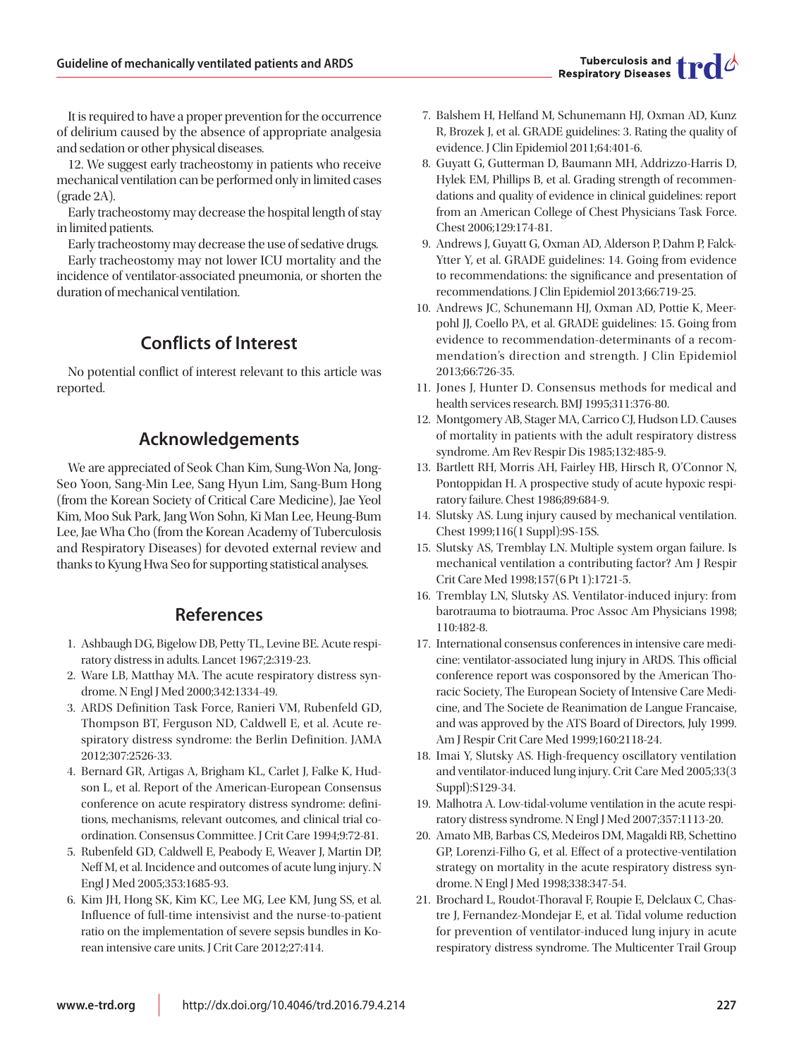It is required to have a proper prevention for the occurrence of delirium caused by the absence of appropriate analgesia and sedation or other physical diseases.

12. We suggest early tracheostomy in patients who receive mechanical ventilation can be performed only in limited cases (grade 2A).

Early tracheostomy may decrease the hospital length of stay in limited patients.

Early tracheostomy may decrease the use of sedative drugs.

Early tracheostomy may not lower ICU mortality and the incidence of ventilator-associated pneumonia, or shorten the duration of mechanical ventilation.

## Conflicts of Interest

No potential conflict of interest relevant to this article was reported.

## Acknowledgements

We are appreciated of Seok Chan Kim, Sung-Won Na, Jong-Seo Yoon, Sang-Min Lee, Sang Hyun Lim, Sang-Bum Hong (from the Korean Society of Critical Care Medicine), Jae Yeol Kim, Moo Suk Park, Jang Won Sohn, Ki Man Lee, Heung-Bum Lee, Jae Wha Cho (from the Korean Academy of Tuberculosis and Respiratory Diseases) for devoted external review and thanks to Kyung Hwa Seo for supporting statistical analyses.

## References

1. Ashbaugh DG, Bigelow DB, Petty TL, Levine BE. Acute respiratory distress in adults. Lancet 1967;2:319-23.
2. Ware LB, Matthay MA. The acute respiratory distress syndrome. N Engl J Med 2000;342:1334-49.
3. ARDS Definition Task Force, Ranieri VM, Rubenfeld GD, Thompson BT, Ferguson ND, Caldwell E, et al. Acute respiratory distress syndrome: the Berlin Definition. JAMA 2012;307:2526-33.
4. Bernard GR, Artigas A, Brigham KL, Carlet J, Falke K, Hudson L, et al. Report of the American-European Consensus conference on acute respiratory distress syndrome: definitions, mechanisms, relevant outcomes, and clinical trial coordination. Consensus Committee. J Crit Care 1994;9:72-81.
5. Rubenfeld GD, Caldwell E, Peabody E, Weaver J, Martin DP, Neff M, et al. Incidence and outcomes of acute lung injury. N Engl J Med 2005;353:1685-93.
6. Kim JH, Hong SK, Kim KC, Lee MG, Lee KM, Jung SS, et al. Influence of full-time intensivist and the nurse-to-patient ratio on the implementation of severe sepsis bundles in Korean intensive care units. J Crit Care 2012;27:414.
7. Balshem H, Helfand M, Schunemann HJ, Oxman AD, Kunz R, Brozek J, et al. GRADE guidelines: 3. Rating the quality of evidence. J Clin Epidemiol 2011;64:401-6.
8. Guyatt G, Gutterman D, Baumann MH, Addrizzo-Harris D, Hylek EM, Phillips B, et al. Grading strength of recommendations and quality of evidence in clinical guidelines: report from an American College of Chest Physicians Task Force. Chest 2006;129:174-81.
9. Andrews J, Guyatt G, Oxman AD, Alderson P, Dahm P, Falck-Ytter Y, et al. GRADE guidelines: 14. Going from evidence to recommendations: the significance and presentation of recommendations. J Clin Epidemiol 2013;66:719-25.
10. Andrews JC, Schunemann HJ, Oxman AD, Pottie K, Meerpohl JJ, Coello PA, et al. GRADE guidelines: 15. Going from evidence to recommendation-determinants of a recommendation's direction and strength. J Clin Epidemiol 2013;66:726-35.
11. Jones J, Hunter D. Consensus methods for medical and health services research. BMJ 1995;311:376-80.
12. Montgomery AB, Stager MA, Carrico CJ, Hudson LD. Causes of mortality in patients with the adult respiratory distress syndrome. Am Rev Respir Dis 1985;132:485-9.
13. Bartlett RH, Morris AH, Fairley HB, Hirsch R, O'Connor N, Pontoppidan H. A prospective study of acute hypoxic respiratory failure. Chest 1986;89:684-9.
14. Slutsky AS. Lung injury caused by mechanical ventilation. Chest 1999;116(1 Suppl):9S-15S.
15. Slutsky AS, Tremblay LN. Multiple system organ failure. Is mechanical ventilation a contributing factor? Am J Respir Crit Care Med 1998;157(6 Pt 1):1721-5.
16. Tremblay LN, Slutsky AS. Ventilator-induced injury: from barotrauma to biotrauma. Proc Assoc Am Physicians 1998;110:482-8.
17. International consensus conferences in intensive care medicine: ventilator-associated lung injury in ARDS. This official conference report was cosponsored by the American Thoracic Society, The European Society of Intensive Care Medicine, and The Societe de Reanimation de Langue Francaise, and was approved by the ATS Board of Directors, July 1999. Am J Respir Crit Care Med 1999;160:2118-24.
18. Imai Y, Slutsky AS. High-frequency oscillatory ventilation and ventilator-induced lung injury. Crit Care Med 2005;33(3 Suppl):S129-34.
19. Malhotra A. Low-tidal-volume ventilation in the acute respiratory distress syndrome. N Engl J Med 2007;357:1113-20.
20. Amato MB, Barbas CS, Medeiros DM, Magaldi RB, Schettino GP, Lorenzi-Filho G, et al. Effect of a protective-ventilation strategy on mortality in the acute respiratory distress syndrome. N Engl J Med 1998;338:347-54.
21. Brochard L, Roudot-Thoraval F, Roupie E, Delclaux C, Chastre J, Fernandez-Mondejar E, et al. Tidal volume reduction for prevention of ventilator-induced lung injury in acute respiratory distress syndrome. The Multicenter Trail Group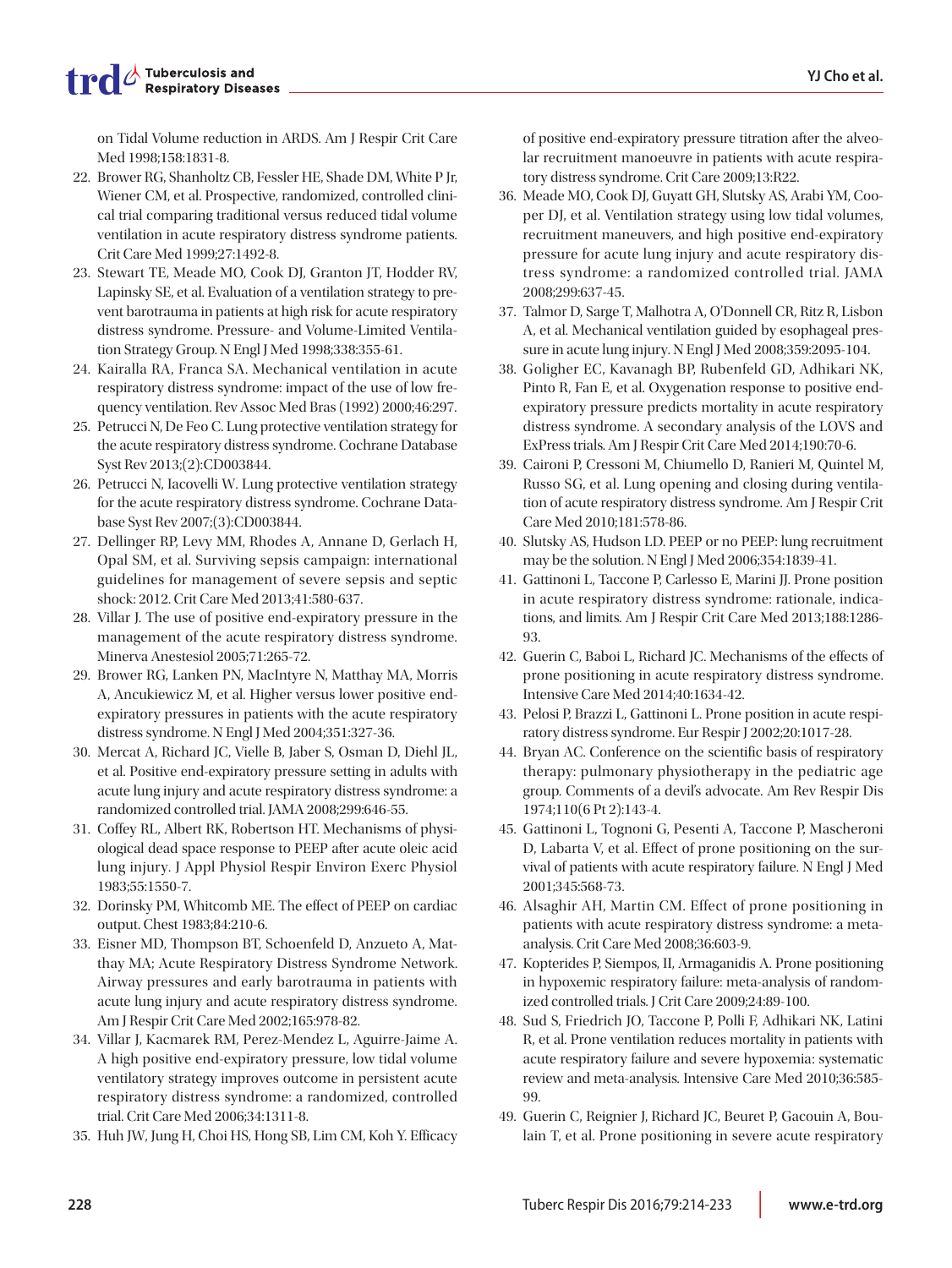on Tidal Volume reduction in ARDS. Am J Respir Crit Care Med 1998;158:1831-8.

22. Brower RG, Shanholtz CB, Fessler HE, Shade DM, White P Jr, Wiener CM, et al. Prospective, randomized, controlled clinical trial comparing traditional versus reduced tidal volume ventilation in acute respiratory distress syndrome patients. Crit Care Med 1999;27:1492-8.
23. Stewart TE, Meade MO, Cook DJ, Granton JT, Hodder RV, Lapinsky SE, et al. Evaluation of a ventilation strategy to prevent barotrauma in patients at high risk for acute respiratory distress syndrome. Pressure- and Volume-Limited Ventilation Strategy Group. N Engl J Med 1998;338:355-61.
24. Kairalla RA, Franca SA. Mechanical ventilation in acute respiratory distress syndrome: impact of the use of low frequency ventilation. Rev Assoc Med Bras (1992) 2000;46:297.
25. Petrucci N, De Feo C. Lung protective ventilation strategy for the acute respiratory distress syndrome. Cochrane Database Syst Rev 2013;(2):CD003844.
26. Petrucci N, Iacovelli W. Lung protective ventilation strategy for the acute respiratory distress syndrome. Cochrane Database Syst Rev 2007;(3):CD003844.
27. Dellinger RP, Levy MM, Rhodes A, Annane D, Gerlach H, Opal SM, et al. Surviving sepsis campaign: international guidelines for management of severe sepsis and septic shock: 2012. Crit Care Med 2013;41:580-637.
28. Villar J. The use of positive end-expiratory pressure in the management of the acute respiratory distress syndrome. Minerva Anestesiol 2005;71:265-72.
29. Brower RG, Lanken PN, MacIntyre N, Matthay MA, Morris A, Ancukiewicz M, et al. Higher versus lower positive end-expiratory pressures in patients with the acute respiratory distress syndrome. N Engl J Med 2004;351:327-36.
30. Mercat A, Richard JC, Vielle B, Jaber S, Osman D, Diehl JL, et al. Positive end-expiratory pressure setting in adults with acute lung injury and acute respiratory distress syndrome: a randomized controlled trial. JAMA 2008;299:646-55.
31. Coffey RL, Albert RK, Robertson HT. Mechanisms of physiological dead space response to PEEP after acute oleic acid lung injury. J Appl Physiol Respir Environ Exerc Physiol 1983;55:1550-7.
32. Dorinsky PM, Whitcomb ME. The effect of PEEP on cardiac output. Chest 1983;84:210-6.
33. Eisner MD, Thompson BT, Schoenfeld D, Anzueto A, Matthay MA; Acute Respiratory Distress Syndrome Network. Airway pressures and early barotrauma in patients with acute lung injury and acute respiratory distress syndrome. Am J Respir Crit Care Med 2002;165:978-82.
34. Villar J, Kacmarek RM, Perez-Mendez L, Aguirre-Jaime A. A high positive end-expiratory pressure, low tidal volume ventilatory strategy improves outcome in persistent acute respiratory distress syndrome: a randomized, controlled trial. Crit Care Med 2006;34:1311-8.
35. Huh JW, Jung H, Choi HS, Hong SB, Lim CM, Koh Y. Efficacy of positive end-expiratory pressure titration after the alveolar recruitment manoeuvre in patients with acute respiratory distress syndrome. Crit Care 2009;13:R22.
36. Meade MO, Cook DJ, Guyatt GH, Slutsky AS, Arabi YM, Cooper DJ, et al. Ventilation strategy using low tidal volumes, recruitment maneuvers, and high positive end-expiratory pressure for acute lung injury and acute respiratory distress syndrome: a randomized controlled trial. JAMA 2008;299:637-45.
37. Talmor D, Sarge T, Malhotra A, O'Donnell CR, Ritz R, Lisbon A, et al. Mechanical ventilation guided by esophageal pressure in acute lung injury. N Engl J Med 2008;359:2095-104.
38. Goligher EC, Kavanagh BP, Rubenfeld GD, Adhikari NK, Pinto R, Fan E, et al. Oxygenation response to positive end-expiratory pressure predicts mortality in acute respiratory distress syndrome. A secondary analysis of the LOVS and ExPress trials. Am J Respir Crit Care Med 2014;190:70-6.
39. Caironi P, Cressoni M, Chiumello D, Ranieri M, Quintel M, Russo SG, et al. Lung opening and closing during ventilation of acute respiratory distress syndrome. Am J Respir Crit Care Med 2010;181:578-86.
40. Slutsky AS, Hudson LD. PEEP or no PEEP: lung recruitment may be the solution. N Engl J Med 2006;354:1839-41.
41. Gattinoni L, Taccone P, Carlesso E, Marini JJ. Prone position in acute respiratory distress syndrome: rationale, indications, and limits. Am J Respir Crit Care Med 2013;188:1286-93.
42. Guerin C, Baboi L, Richard JC. Mechanisms of the effects of prone positioning in acute respiratory distress syndrome. Intensive Care Med 2014;40:1634-42.
43. Pelosi P, Brazzi L, Gattinoni L. Prone position in acute respiratory distress syndrome. Eur Respir J 2002;20:1017-28.
44. Bryan AC. Conference on the scientific basis of respiratory therapy: pulmonary physiotherapy in the pediatric age group. Comments of a devil's advocate. Am Rev Respir Dis 1974;110(6 Pt 2):143-4.
45. Gattinoni L, Tognoni G, Pesenti A, Taccone P, Mascheroni D, Labarta V, et al. Effect of prone positioning on the survival of patients with acute respiratory failure. N Engl J Med 2001;345:568-73.
46. Alsaghir AH, Martin CM. Effect of prone positioning in patients with acute respiratory distress syndrome: a meta-analysis. Crit Care Med 2008;36:603-9.
47. Kopterides P, Siempos, II, Armaganidis A. Prone positioning in hypoxemic respiratory failure: meta-analysis of randomized controlled trials. J Crit Care 2009;24:89-100.
48. Sud S, Friedrich JO, Taccone P, Polli F, Adhikari NK, Latini R, et al. Prone ventilation reduces mortality in patients with acute respiratory failure and severe hypoxemia: systematic review and meta-analysis. Intensive Care Med 2010;36:585-99.
49. Guerin C, Reignier J, Richard JC, Beuret P, Gacouin A, Boulain T, et al. Prone positioning in severe acute respiratory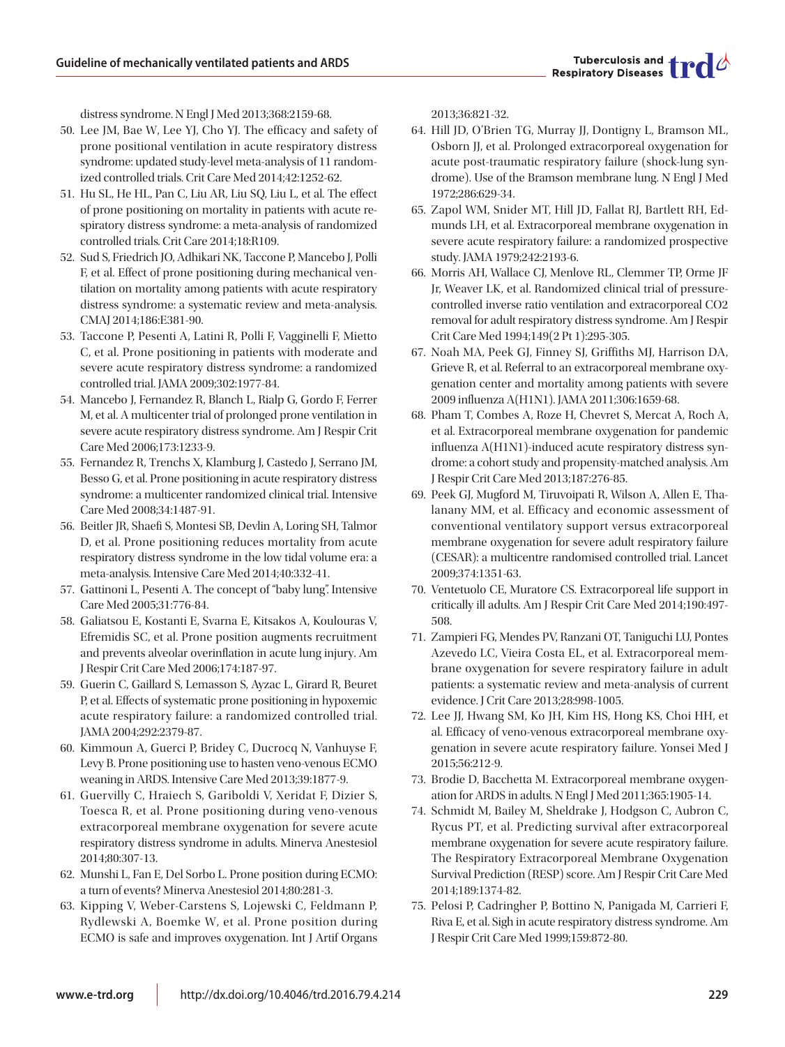distress syndrome. N Engl J Med 2013;368:2159-68.

50. Lee JM, Bae W, Lee YJ, Cho YJ. The efficacy and safety of prone positional ventilation in acute respiratory distress syndrome: updated study-level meta-analysis of 11 randomized controlled trials. Crit Care Med 2014;42:1252-62.
51. Hu SL, He HL, Pan C, Liu AR, Liu SQ, Liu L, et al. The effect of prone positioning on mortality in patients with acute respiratory distress syndrome: a meta-analysis of randomized controlled trials. Crit Care 2014;18:R109.
52. Sud S, Friedrich JO, Adhikari NK, Taccone P, Mancebo J, Polli F, et al. Effect of prone positioning during mechanical ventilation on mortality among patients with acute respiratory distress syndrome: a systematic review and meta-analysis. CMAJ 2014;186:E381-90.
53. Taccone P, Pesenti A, Latini R, Polli F, Vagginelli F, Mietto C, et al. Prone positioning in patients with moderate and severe acute respiratory distress syndrome: a randomized controlled trial. JAMA 2009;302:1977-84.
54. Mancebo J, Fernandez R, Blanch L, Rialp G, Gordo F, Ferrer M, et al. A multicenter trial of prolonged prone ventilation in severe acute respiratory distress syndrome. Am J Respir Crit Care Med 2006;173:1233-9.
55. Fernandez R, Trenchs X, Klamburg J, Castedo J, Serrano JM, Besso G, et al. Prone positioning in acute respiratory distress syndrome: a multicenter randomized clinical trial. Intensive Care Med 2008;34:1487-91.
56. Beitler JR, Shaefi S, Montesi SB, Devlin A, Loring SH, Talmor D, et al. Prone positioning reduces mortality from acute respiratory distress syndrome in the low tidal volume era: a meta-analysis. Intensive Care Med 2014;40:332-41.
57. Gattinoni L, Pesenti A. The concept of "baby lung". Intensive Care Med 2005;31:776-84.
58. Galiatsou E, Kostanti E, Svarna E, Kitsakos A, Koulouras V, Efremidis SC, et al. Prone position augments recruitment and prevents alveolar overinflation in acute lung injury. Am J Respir Crit Care Med 2006;174:187-97.
59. Guerin C, Gaillard S, Lemasson S, Ayzac L, Girard R, Beuret P, et al. Effects of systematic prone positioning in hypoxemic acute respiratory failure: a randomized controlled trial. JAMA 2004;292:2379-87.
60. Kimmoun A, Guerci P, Bridey C, Ducrocq N, Vanhuyse F, Levy B. Prone positioning use to hasten veno-venous ECMO weaning in ARDS. Intensive Care Med 2013;39:1877-9.
61. Guervilly C, Hraiech S, Gariboldi V, Xeridat F, Dizier S, Toesca R, et al. Prone positioning during veno-venous extracorporeal membrane oxygenation for severe acute respiratory distress syndrome in adults. Minerva Anestesiol 2014;80:307-13.
62. Munshi L, Fan E, Del Sorbo L. Prone position during ECMO: a turn of events? Minerva Anestesiol 2014;80:281-3.
63. Kipping V, Weber-Carstens S, Lojewski C, Feldmann P, Rydlewski A, Boemke W, et al. Prone position during ECMO is safe and improves oxygenation. Int J Artif Organs 2013;36:821-32.
64. Hill JD, O'Brien TG, Murray JJ, Dontigny L, Bramson ML, Osborn JJ, et al. Prolonged extracorporeal oxygenation for acute post-traumatic respiratory failure (shock-lung syndrome). Use of the Bramson membrane lung. N Engl J Med 1972;286:629-34.
65. Zapol WM, Snider MT, Hill JD, Fallat RJ, Bartlett RH, Edmunds LH, et al. Extracorporeal membrane oxygenation in severe acute respiratory failure: a randomized prospective study. JAMA 1979;242:2193-6.
66. Morris AH, Wallace CJ, Menlove RL, Clemmer TP, Orme JF Jr, Weaver LK, et al. Randomized clinical trial of pressure-controlled inverse ratio ventilation and extracorporeal CO2 removal for adult respiratory distress syndrome. Am J Respir Crit Care Med 1994;149(2 Pt 1):295-305.
67. Noah MA, Peek GJ, Finney SJ, Griffiths MJ, Harrison DA, Grieve R, et al. Referral to an extracorporeal membrane oxygenation center and mortality among patients with severe 2009 influenza A(H1N1). JAMA 2011;306:1659-68.
68. Pham T, Combes A, Roze H, Chevret S, Mercat A, Roch A, et al. Extracorporeal membrane oxygenation for pandemic influenza A(H1N1)-induced acute respiratory distress syndrome: a cohort study and propensity-matched analysis. Am J Respir Crit Care Med 2013;187:276-85.
69. Peek GJ, Mugford M, Tiruvoipati R, Wilson A, Allen E, Thalanany MM, et al. Efficacy and economic assessment of conventional ventilatory support versus extracorporeal membrane oxygenation for severe adult respiratory failure (CESAR): a multicentre randomised controlled trial. Lancet 2009;374:1351-63.
70. Ventetuolo CE, Muratore CS. Extracorporeal life support in critically ill adults. Am J Respir Crit Care Med 2014;190:497-508.
71. Zampieri FG, Mendes PV, Ranzani OT, Taniguchi LU, Pontes Azevedo LC, Vieira Costa EL, et al. Extracorporeal membrane oxygenation for severe respiratory failure in adult patients: a systematic review and meta-analysis of current evidence. J Crit Care 2013;28:998-1005.
72. Lee JJ, Hwang SM, Ko JH, Kim HS, Hong KS, Choi HH, et al. Efficacy of veno-venous extracorporeal membrane oxygenation in severe acute respiratory failure. Yonsei Med J 2015;56:212-9.
73. Brodie D, Bacchetta M. Extracorporeal membrane oxygenation for ARDS in adults. N Engl J Med 2011;365:1905-14.
74. Schmidt M, Bailey M, Sheldrake J, Hodgson C, Aubron C, Rycus PT, et al. Predicting survival after extracorporeal membrane oxygenation for severe acute respiratory failure. The Respiratory Extracorporeal Membrane Oxygenation Survival Prediction (RESP) score. Am J Respir Crit Care Med 2014;189:1374-82.
75. Pelosi P, Cadringher P, Bottino N, Panigada M, Carrieri F, Riva E, et al. Sigh in acute respiratory distress syndrome. Am J Respir Crit Care Med 1999;159:872-80.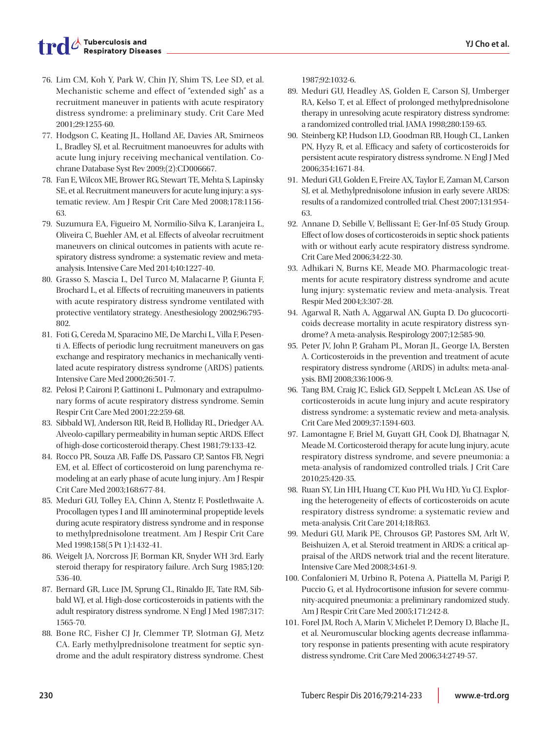76. Lim CM, Koh Y, Park W, Chin JY, Shim TS, Lee SD, et al. Mechanistic scheme and effect of "extended sigh" as a recruitment maneuver in patients with acute respiratory distress syndrome: a preliminary study. Crit Care Med 2001;29:1255-60.
77. Hodgson C, Keating JL, Holland AE, Davies AR, Smirneos L, Bradley SJ, et al. Recruitment manoeuvres for adults with acute lung injury receiving mechanical ventilation. Cochrane Database Syst Rev 2009;(2):CD006667.
78. Fan E, Wilcox ME, Brower RG, Stewart TE, Mehta S, Lapinsky SE, et al. Recruitment maneuvers for acute lung injury: a systematic review. Am J Respir Crit Care Med 2008;178:1156-63.
79. Suzumura EA, Figueiro M, Normilio-Silva K, Laranjeira L, Oliveira C, Buehler AM, et al. Effects of alveolar recruitment maneuvers on clinical outcomes in patients with acute respiratory distress syndrome: a systematic review and meta-analysis. Intensive Care Med 2014;40:1227-40.
80. Grasso S, Mascia L, Del Turco M, Malacarne P, Giunta F, Brochard L, et al. Effects of recruiting maneuvers in patients with acute respiratory distress syndrome ventilated with protective ventilatory strategy. Anesthesiology 2002;96:795-802.
81. Foti G, Cereda M, Sparacino ME, De Marchi L, Villa F, Pesenti A. Effects of periodic lung recruitment maneuvers on gas exchange and respiratory mechanics in mechanically ventilated acute respiratory distress syndrome (ARDS) patients. Intensive Care Med 2000;26:501-7.
82. Pelosi P, Caironi P, Gattinoni L. Pulmonary and extrapulmonary forms of acute respiratory distress syndrome. Semin Respir Crit Care Med 2001;22:259-68.
83. Sibbald WJ, Anderson RR, Reid B, Holliday RL, Driedger AA. Alveolo-capillary permeability in human septic ARDS. Effect of high-dose corticosteroid therapy. Chest 1981;79:133-42.
84. Rocco PR, Souza AB, Faffe DS, Passaro CP, Santos FB, Negri EM, et al. Effect of corticosteroid on lung parenchyma remodeling at an early phase of acute lung injury. Am J Respir Crit Care Med 2003;168:677-84.
85. Meduri GU, Tolley EA, Chinn A, Stentz F, Postlethwaite A. Procollagen types I and III aminoterminal propeptide levels during acute respiratory distress syndrome and in response to methylprednisolone treatment. Am J Respir Crit Care Med 1998;158(5 Pt 1):1432-41.
86. Weigelt JA, Norcross JF, Borman KR, Snyder WH 3rd. Early steroid therapy for respiratory failure. Arch Surg 1985;120:536-40.
87. Bernard GR, Luce JM, Sprung CL, Rinaldo JE, Tate RM, Sibbald WJ, et al. High-dose corticosteroids in patients with the adult respiratory distress syndrome. N Engl J Med 1987;317:1565-70.
88. Bone RC, Fisher CJ Jr, Clemmer TP, Slotman GJ, Metz CA. Early methylprednisolone treatment for septic syndrome and the adult respiratory distress syndrome. Chest 1987;92:1032-6.
89. Meduri GU, Headley AS, Golden E, Carson SJ, Umberger RA, Kelso T, et al. Effect of prolonged methylprednisolone therapy in unresolving acute respiratory distress syndrome: a randomized controlled trial. JAMA 1998;280:159-65.
90. Steinberg KP, Hudson LD, Goodman RB, Hough CL, Lanken PN, Hyzy R, et al. Efficacy and safety of corticosteroids for persistent acute respiratory distress syndrome. N Engl J Med 2006;354:1671-84.
91. Meduri GU, Golden E, Freire AX, Taylor E, Zaman M, Carson SJ, et al. Methylprednisolone infusion in early severe ARDS: results of a randomized controlled trial. Chest 2007;131:954-63.
92. Annane D, Sebille V, Bellissant E; Ger-Inf-05 Study Group. Effect of low doses of corticosteroids in septic shock patients with or without early acute respiratory distress syndrome. Crit Care Med 2006;34:22-30.
93. Adhikari N, Burns KE, Meade MO. Pharmacologic treatments for acute respiratory distress syndrome and acute lung injury: systematic review and meta-analysis. Treat Respir Med 2004;3:307-28.
94. Agarwal R, Nath A, Aggarwal AN, Gupta D. Do glucocorticoids decrease mortality in acute respiratory distress syndrome? A meta-analysis. Respirology 2007;12:585-90.
95. Peter JV, John P, Graham PL, Moran JL, George IA, Bersten A. Corticosteroids in the prevention and treatment of acute respiratory distress syndrome (ARDS) in adults: meta-analysis. BMJ 2008;336:1006-9.
96. Tang BM, Craig JC, Eslick GD, Seppelt I, McLean AS. Use of corticosteroids in acute lung injury and acute respiratory distress syndrome: a systematic review and meta-analysis. Crit Care Med 2009;37:1594-603.
97. Lamontagne F, Briel M, Guyatt GH, Cook DJ, Bhatnagar N, Meade M. Corticosteroid therapy for acute lung injury, acute respiratory distress syndrome, and severe pneumonia: a meta-analysis of randomized controlled trials. J Crit Care 2010;25:420-35.
98. Ruan SY, Lin HH, Huang CT, Kuo PH, Wu HD, Yu CJ. Exploring the heterogeneity of effects of corticosteroids on acute respiratory distress syndrome: a systematic review and meta-analysis. Crit Care 2014;18:R63.
99. Meduri GU, Marik PE, Chrousos GP, Pastores SM, Arlt W, Beishuizen A, et al. Steroid treatment in ARDS: a critical appraisal of the ARDS network trial and the recent literature. Intensive Care Med 2008;34:61-9.
100. Confalonieri M, Urbino R, Potena A, Piattella M, Parigi P, Puccio G, et al. Hydrocortisone infusion for severe community-acquired pneumonia: a preliminary randomized study. Am J Respir Crit Care Med 2005;171:242-8.
101. Forel JM, Roch A, Marin V, Michelet P, Demory D, Blache JL, et al. Neuromuscular blocking agents decrease inflammatory response in patients presenting with acute respiratory distress syndrome. Crit Care Med 2006;34:2749-57.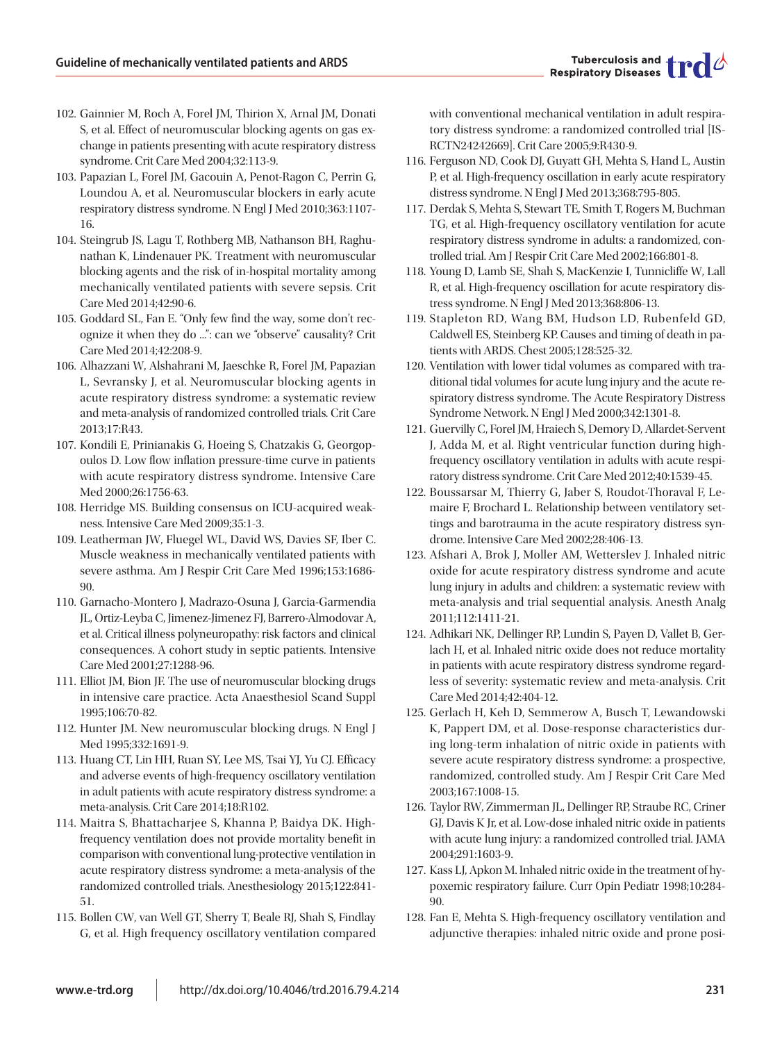102. Gainnier M, Roch A, Forel JM, Thirion X, Arnal JM, Donati S, et al. Effect of neuromuscular blocking agents on gas exchange in patients presenting with acute respiratory distress syndrome. Crit Care Med 2004;32:113-9.
103. Papazian L, Forel JM, Gacouin A, Penot-Ragon C, Perrin G, Loundou A, et al. Neuromuscular blockers in early acute respiratory distress syndrome. N Engl J Med 2010;363:1107-16.
104. Steingrub JS, Lagu T, Rothberg MB, Nathanson BH, Raghunathan K, Lindenauer PK. Treatment with neuromuscular blocking agents and the risk of in-hospital mortality among mechanically ventilated patients with severe sepsis. Crit Care Med 2014;42:90-6.
105. Goddard SL, Fan E. "Only few find the way, some don't recognize it when they do ...": can we "observe" causality? Crit Care Med 2014;42:208-9.
106. Alhazzani W, Alshahrani M, Jaeschke R, Forel JM, Papazian L, Sevransky J, et al. Neuromuscular blocking agents in acute respiratory distress syndrome: a systematic review and meta-analysis of randomized controlled trials. Crit Care 2013;17:R43.
107. Kondili E, Prinianakis G, Hoeing S, Chatzakis G, Georgopoulos D. Low flow inflation pressure-time curve in patients with acute respiratory distress syndrome. Intensive Care Med 2000;26:1756-63.
108. Herridge MS. Building consensus on ICU-acquired weakness. Intensive Care Med 2009;35:1-3.
109. Leatherman JW, Fluegel WL, David WS, Davies SF, Iber C. Muscle weakness in mechanically ventilated patients with severe asthma. Am J Respir Crit Care Med 1996;153:1686-90.
110. Garnacho-Montero J, Madrazo-Osuna J, Garcia-Garmendia JL, Ortiz-Leyba C, Jimenez-Jimenez FJ, Barrero-Almodovar A, et al. Critical illness polyneuropathy: risk factors and clinical consequences. A cohort study in septic patients. Intensive Care Med 2001;27:1288-96.
111. Elliot JM, Bion JF. The use of neuromuscular blocking drugs in intensive care practice. Acta Anaesthesiol Scand Suppl 1995;106:70-82.
112. Hunter JM. New neuromuscular blocking drugs. N Engl J Med 1995;332:1691-9.
113. Huang CT, Lin HH, Ruan SY, Lee MS, Tsai YJ, Yu CJ. Efficacy and adverse events of high-frequency oscillatory ventilation in adult patients with acute respiratory distress syndrome: a meta-analysis. Crit Care 2014;18:R102.
114. Maitra S, Bhattacharjee S, Khanna P, Baidya DK. High-frequency ventilation does not provide mortality benefit in comparison with conventional lung-protective ventilation in acute respiratory distress syndrome: a meta-analysis of the randomized controlled trials. Anesthesiology 2015;122:841-51.
115. Bollen CW, van Well GT, Sherry T, Beale RJ, Shah S, Findlay G, et al. High frequency oscillatory ventilation compared with conventional mechanical ventilation in adult respiratory distress syndrome: a randomized controlled trial [ISRCTN24242669]. Crit Care 2005;9:R430-9.
116. Ferguson ND, Cook DJ, Guyatt GH, Mehta S, Hand L, Austin P, et al. High-frequency oscillation in early acute respiratory distress syndrome. N Engl J Med 2013;368:795-805.
117. Derdak S, Mehta S, Stewart TE, Smith T, Rogers M, Buchman TG, et al. High-frequency oscillatory ventilation for acute respiratory distress syndrome in adults: a randomized, controlled trial. Am J Respir Crit Care Med 2002;166:801-8.
118. Young D, Lamb SE, Shah S, MacKenzie I, Tunnicliffe W, Lall R, et al. High-frequency oscillation for acute respiratory distress syndrome. N Engl J Med 2013;368:806-13.
119. Stapleton RD, Wang BM, Hudson LD, Rubenfeld GD, Caldwell ES, Steinberg KP. Causes and timing of death in patients with ARDS. Chest 2005;128:525-32.
120. Ventilation with lower tidal volumes as compared with traditional tidal volumes for acute lung injury and the acute respiratory distress syndrome. The Acute Respiratory Distress Syndrome Network. N Engl J Med 2000;342:1301-8.
121. Guervilly C, Forel JM, Hraiech S, Demory D, Allardet-Servent J, Adda M, et al. Right ventricular function during high-frequency oscillatory ventilation in adults with acute respiratory distress syndrome. Crit Care Med 2012;40:1539-45.
122. Boussarsar M, Thierry G, Jaber S, Roudot-Thoraval F, Lemaire F, Brochard L. Relationship between ventilatory settings and barotrauma in the acute respiratory distress syndrome. Intensive Care Med 2002;28:406-13.
123. Afshari A, Brok J, Moller AM, Wetterslev J. Inhaled nitric oxide for acute respiratory distress syndrome and acute lung injury in adults and children: a systematic review with meta-analysis and trial sequential analysis. Anesth Analg 2011;112:1411-21.
124. Adhikari NK, Dellinger RP, Lundin S, Payen D, Vallet B, Gerlach H, et al. Inhaled nitric oxide does not reduce mortality in patients with acute respiratory distress syndrome regardless of severity: systematic review and meta-analysis. Crit Care Med 2014;42:404-12.
125. Gerlach H, Keh D, Semmerow A, Busch T, Lewandowski K, Pappert DM, et al. Dose-response characteristics during long-term inhalation of nitric oxide in patients with severe acute respiratory distress syndrome: a prospective, randomized, controlled study. Am J Respir Crit Care Med 2003;167:1008-15.
126. Taylor RW, Zimmerman JL, Dellinger RP, Straube RC, Criner GJ, Davis K Jr, et al. Low-dose inhaled nitric oxide in patients with acute lung injury: a randomized controlled trial. JAMA 2004;291:1603-9.
127. Kass LJ, Apkon M. Inhaled nitric oxide in the treatment of hypoxemic respiratory failure. Curr Opin Pediatr 1998;10:284-90.
128. Fan E, Mehta S. High-frequency oscillatory ventilation and adjunctive therapies: inhaled nitric oxide and prone posi-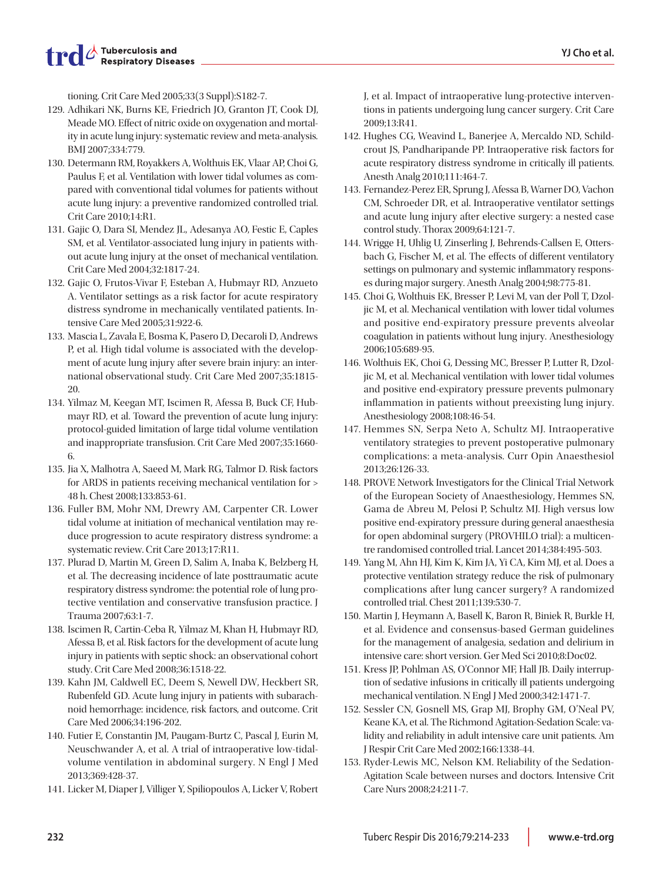tioning. Crit Care Med 2005;33(3 Suppl):S182-7.

129. Adhikari NK, Burns KE, Friedrich JO, Granton JT, Cook DJ, Meade MO. Effect of nitric oxide on oxygenation and mortality in acute lung injury: systematic review and meta-analysis. BMJ 2007;334:779.
130. Determann RM, Royakkers A, Wolthuis EK, Vlaar AP, Choi G, Paulus F, et al. Ventilation with lower tidal volumes as compared with conventional tidal volumes for patients without acute lung injury: a preventive randomized controlled trial. Crit Care 2010;14:R1.
131. Gajic O, Dara SI, Mendez JL, Adesanya AO, Festic E, Caples SM, et al. Ventilator-associated lung injury in patients without acute lung injury at the onset of mechanical ventilation. Crit Care Med 2004;32:1817-24.
132. Gajic O, Frutos-Vivar F, Esteban A, Hubmayr RD, Anzueto A. Ventilator settings as a risk factor for acute respiratory distress syndrome in mechanically ventilated patients. Intensive Care Med 2005;31:922-6.
133. Mascia L, Zavala E, Bosma K, Pasero D, Decaroli D, Andrews P, et al. High tidal volume is associated with the development of acute lung injury after severe brain injury: an international observational study. Crit Care Med 2007;35:1815-20.
134. Yilmaz M, Keegan MT, Iscimen R, Afessa B, Buck CF, Hubmayr RD, et al. Toward the prevention of acute lung injury: protocol-guided limitation of large tidal volume ventilation and inappropriate transfusion. Crit Care Med 2007;35:1660-6.
135. Jia X, Malhotra A, Saeed M, Mark RG, Talmor D. Risk factors for ARDS in patients receiving mechanical ventilation for > 48 h. Chest 2008;133:853-61.
136. Fuller BM, Mohr NM, Drewry AM, Carpenter CR. Lower tidal volume at initiation of mechanical ventilation may reduce progression to acute respiratory distress syndrome: a systematic review. Crit Care 2013;17:R11.
137. Plurad D, Martin M, Green D, Salim A, Inaba K, Belzberg H, et al. The decreasing incidence of late posttraumatic acute respiratory distress syndrome: the potential role of lung protective ventilation and conservative transfusion practice. J Trauma 2007;63:1-7.
138. Iscimen R, Cartin-Ceba R, Yilmaz M, Khan H, Hubmayr RD, Afessa B, et al. Risk factors for the development of acute lung injury in patients with septic shock: an observational cohort study. Crit Care Med 2008;36:1518-22.
139. Kahn JM, Caldwell EC, Deem S, Newell DW, Heckbert SR, Rubenfeld GD. Acute lung injury in patients with subarachnoid hemorrhage: incidence, risk factors, and outcome. Crit Care Med 2006;34:196-202.
140. Futier E, Constantin JM, Paugam-Burtz C, Pascal J, Eurin M, Neuschwander A, et al. A trial of intraoperative low-tidal-volume ventilation in abdominal surgery. N Engl J Med 2013;369:428-37.
141. Licker M, Diaper J, Villiger Y, Spiliopoulos A, Licker V, Robert J, et al. Impact of intraoperative lung-protective interventions in patients undergoing lung cancer surgery. Crit Care 2009;13:R41.
142. Hughes CG, Weavind L, Banerjee A, Mercaldo ND, Schildcrout JS, Pandharipande PP. Intraoperative risk factors for acute respiratory distress syndrome in critically ill patients. Anesth Analg 2010;111:464-7.
143. Fernandez-Perez ER, Sprung J, Afessa B, Warner DO, Vachon CM, Schroeder DR, et al. Intraoperative ventilator settings and acute lung injury after elective surgery: a nested case control study. Thorax 2009;64:121-7.
144. Wrigge H, Uhlig U, Zinserling J, Behrends-Callsen E, Ottersbach G, Fischer M, et al. The effects of different ventilatory settings on pulmonary and systemic inflammatory responses during major surgery. Anesth Analg 2004;98:775-81.
145. Choi G, Wolthuis EK, Bresser P, Levi M, van der Poll T, Dzoljic M, et al. Mechanical ventilation with lower tidal volumes and positive end-expiratory pressure prevents alveolar coagulation in patients without lung injury. Anesthesiology 2006;105:689-95.
146. Wolthuis EK, Choi G, Dessing MC, Bresser P, Lutter R, Dzoljic M, et al. Mechanical ventilation with lower tidal volumes and positive end-expiratory pressure prevents pulmonary inflammation in patients without preexisting lung injury. Anesthesiology 2008;108:46-54.
147. Hemmes SN, Serpa Neto A, Schultz MJ. Intraoperative ventilatory strategies to prevent postoperative pulmonary complications: a meta-analysis. Curr Opin Anaesthesiol 2013;26:126-33.
148. PROVE Network Investigators for the Clinical Trial Network of the European Society of Anaesthesiology, Hemmes SN, Gama de Abreu M, Pelosi P, Schultz MJ. High versus low positive end-expiratory pressure during general anaesthesia for open abdominal surgery (PROVHILO trial): a multicentre randomised controlled trial. Lancet 2014;384:495-503.
149. Yang M, Ahn HJ, Kim K, Kim JA, Yi CA, Kim MJ, et al. Does a protective ventilation strategy reduce the risk of pulmonary complications after lung cancer surgery? A randomized controlled trial. Chest 2011;139:530-7.
150. Martin J, Heymann A, Basell K, Baron R, Biniek R, Burkle H, et al. Evidence and consensus-based German guidelines for the management of analgesia, sedation and delirium in intensive care: short version. Ger Med Sci 2010;8:Doc02.
151. Kress JP, Pohlman AS, O'Connor MF, Hall JB. Daily interruption of sedative infusions in critically ill patients undergoing mechanical ventilation. N Engl J Med 2000;342:1471-7.
152. Sessler CN, Gosnell MS, Grap MJ, Brophy GM, O'Neal PV, Keane KA, et al. The Richmond Agitation-Sedation Scale: validity and reliability in adult intensive care unit patients. Am J Respir Crit Care Med 2002;166:1338-44.
153. Ryder-Lewis MC, Nelson KM. Reliability of the Sedation-Agitation Scale between nurses and doctors. Intensive Crit Care Nurs 2008;24:211-7.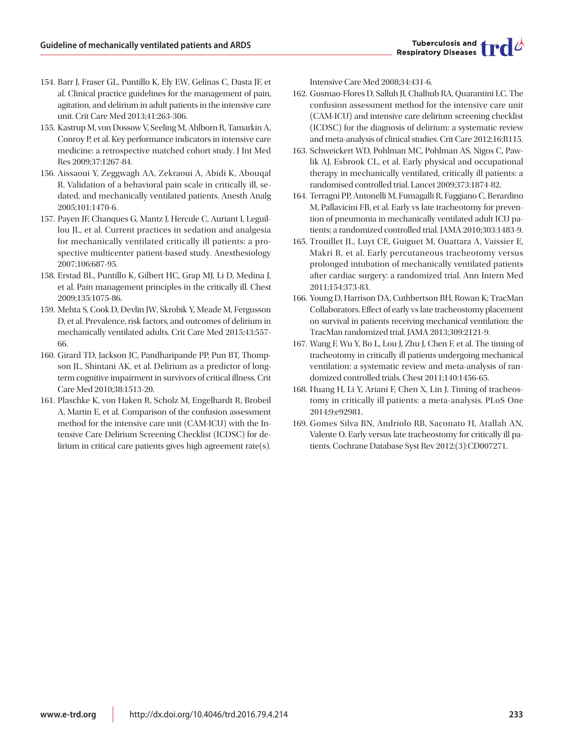154. Barr J, Fraser GL, Puntillo K, Ely EW, Gelinas C, Dasta JF, et al. Clinical practice guidelines for the management of pain, agitation, and delirium in adult patients in the intensive care unit. Crit Care Med 2013;41:263-306.
155. Kastrup M, von Dossow V, Seeling M, Ahlborn R, Tamarkin A, Conroy P, et al. Key performance indicators in intensive care medicine: a retrospective matched cohort study. J Int Med Res 2009;37:1267-84.
156. Aissaoui Y, Zeggwagh AA, Zekraoui A, Abidi K, Abouqal R. Validation of a behavioral pain scale in critically ill, sedated, and mechanically ventilated patients. Anesth Analg 2005;101:1470-6.
157. Payen JF, Chanques G, Mantz J, Hercule C, Auriant I, Leguillou JL, et al. Current practices in sedation and analgesia for mechanically ventilated critically ill patients: a prospective multicenter patient-based study. Anesthesiology 2007;106:687-95.
158. Erstad BL, Puntillo K, Gilbert HC, Grap MJ, Li D, Medina J, et al. Pain management principles in the critically ill. Chest 2009;135:1075-86.
159. Mehta S, Cook D, Devlin JW, Skrobik Y, Meade M, Fergusson D, et al. Prevalence, risk factors, and outcomes of delirium in mechanically ventilated adults. Crit Care Med 2015;43:557-66.
160. Girard TD, Jackson JC, Pandharipande PP, Pun BT, Thompson JL, Shintani AK, et al. Delirium as a predictor of long-term cognitive impairment in survivors of critical illness. Crit Care Med 2010;38:1513-20.
161. Plaschke K, von Haken R, Scholz M, Engelhardt R, Brobeil A, Martin E, et al. Comparison of the confusion assessment method for the intensive care unit (CAM-ICU) with the Intensive Care Delirium Screening Checklist (ICDSC) for delirium in critical care patients gives high agreement rate(s). Intensive Care Med 2008;34:431-6.
162. Gusmao-Flores D, Salluh JI, Chalhub RA, Quarantini LC. The confusion assessment method for the intensive care unit (CAM-ICU) and intensive care delirium screening checklist (ICDSC) for the diagnosis of delirium: a systematic review and meta-analysis of clinical studies. Crit Care 2012;16:R115.
163. Schweickert WD, Pohlman MC, Pohlman AS, Nigos C, Pawlik AJ, Esbrook CL, et al. Early physical and occupational therapy in mechanically ventilated, critically ill patients: a randomised controlled trial. Lancet 2009;373:1874-82.
164. Terragni PP, Antonelli M, Fumagalli R, Faggiano C, Berardino M, Pallavicini FB, et al. Early vs late tracheotomy for prevention of pneumonia in mechanically ventilated adult ICU patients: a randomized controlled trial. JAMA 2010;303:1483-9.
165. Trouillet JL, Luyt CE, Guiguet M, Ouattara A, Vaissier E, Makri R, et al. Early percutaneous tracheotomy versus prolonged intubation of mechanically ventilated patients after cardiac surgery: a randomized trial. Ann Intern Med 2011;154:373-83.
166. Young D, Harrison DA, Cuthbertson BH, Rowan K; TracMan Collaborators. Effect of early vs late tracheostomy placement on survival in patients receiving mechanical ventilation: the TracMan randomized trial. JAMA 2013;309:2121-9.
167. Wang F, Wu Y, Bo L, Lou J, Zhu J, Chen F, et al. The timing of tracheotomy in critically ill patients undergoing mechanical ventilation: a systematic review and meta-analysis of randomized controlled trials. Chest 2011;140:1456-65.
168. Huang H, Li Y, Ariani F, Chen X, Lin J. Timing of tracheostomy in critically ill patients: a meta-analysis. PLoS One 2014;9:e92981.
169. Gomes Silva BN, Andriolo RB, Saconato H, Atallah AN, Valente O. Early versus late tracheostomy for critically ill patients. Cochrane Database Syst Rev 2012;(3):CD007271.